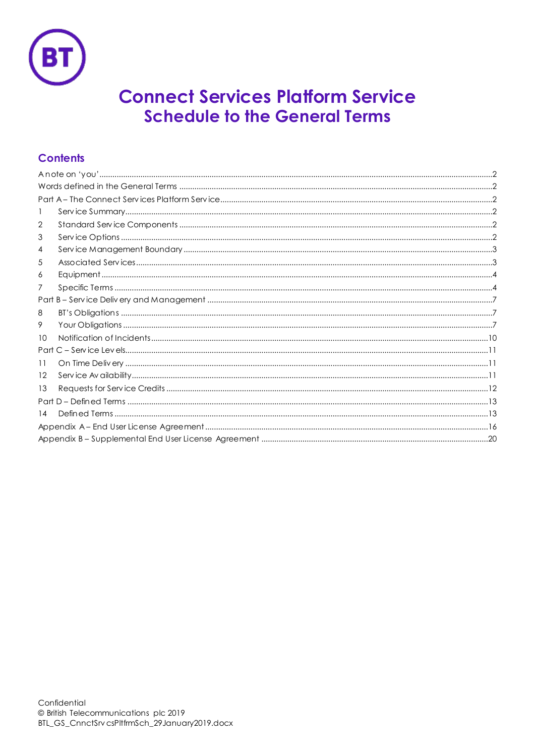# Connect Services Platform Service
## Schedule to the General Terms

### Contents

A note on 'you' .......... 2
Words defined in the General Terms .......... 2
Part A – The Connect Services Platform Service .......... 2
1 Service Summary .......... 2
2 Standard Service Components .......... 2
3 Service Options .......... 2
4 Service Management Boundary .......... 3
5 Associated Services .......... 3
6 Equipment .......... 4
7 Specific Terms .......... 4
Part B – Service Delivery and Management .......... 7
8 BT's Obligations .......... 7
9 Your Obligations .......... 7
10 Notification of Incidents .......... 10
Part C – Service Levels .......... 11
11 On Time Delivery .......... 11
12 Service Availability .......... 11
13 Requests for Service Credits .......... 12
Part D – Defined Terms .......... 13
14 Defined Terms .......... 13
Appendix A – End User License Agreement .......... 16
Appendix B – Supplemental End User License Agreement .......... 20

Confidential
© British Telecommunications plc 2019
BTL_GS_CnnctSrvcsPltfrmSch_29January2019.docx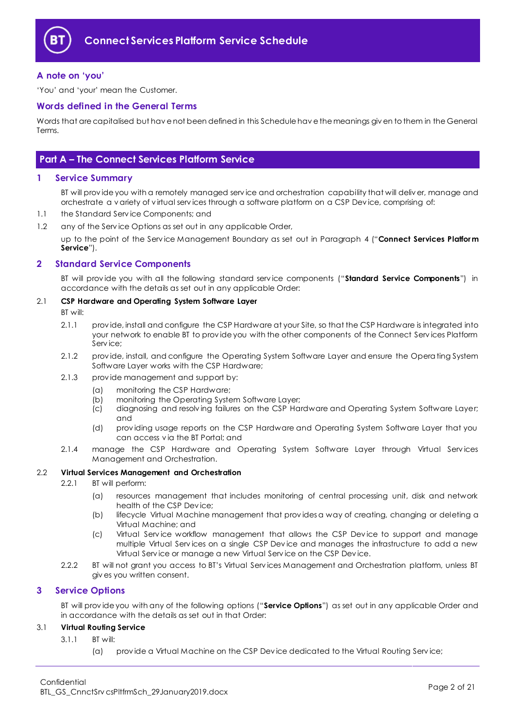## A note on 'you'

'You' and 'your' mean the Customer.

## Words defined in the General Terms

Words that are capitalised but have not been defined in this Schedule have the meanings given to them in the General Terms.

# Part A – The Connect Services Platform Service

## 1 Service Summary

BT will provide you with a remotely managed service and orchestration capability that will deliver, manage and orchestrate a variety of virtual services through a software platform on a CSP Device, comprising of:

1.1 the Standard Service Components; and

1.2 any of the Service Options as set out in any applicable Order,

up to the point of the Service Management Boundary as set out in Paragraph 4 ("**Connect Services Platform Service**").

## 2 Standard Service Components

BT will provide you with all the following standard service components ("**Standard Service Components**") in accordance with the details as set out in any applicable Order:

### 2.1 CSP Hardware and Operating System Software Layer

BT will:

2.1.1 provide, install and configure the CSP Hardware at your Site, so that the CSP Hardware is integrated into your network to enable BT to provide you with the other components of the Connect Services Platform Service;

2.1.2 provide, install, and configure the Operating System Software Layer and ensure the Operating System Software Layer works with the CSP Hardware;

2.1.3 provide management and support by:

(a) monitoring the CSP Hardware;

(b) monitoring the Operating System Software Layer;

(c) diagnosing and resolving failures on the CSP Hardware and Operating System Software Layer; and

(d) providing usage reports on the CSP Hardware and Operating System Software Layer that you can access via the BT Portal; and

2.1.4 manage the CSP Hardware and Operating System Software Layer through Virtual Services Management and Orchestration.

### 2.2 Virtual Services Management and Orchestration

2.2.1 BT will perform:

(a) resources management that includes monitoring of central processing unit, disk and network health of the CSP Device;

(b) lifecycle Virtual Machine management that provides a way of creating, changing or deleting a Virtual Machine; and

(c) Virtual Service workflow management that allows the CSP Device to support and manage multiple Virtual Services on a single CSP Device and manages the infrastructure to add a new Virtual Service or manage a new Virtual Service on the CSP Device.

2.2.2 BT will not grant you access to BT's Virtual Services Management and Orchestration platform, unless BT gives you written consent.

## 3 Service Options

BT will provide you with any of the following options ("**Service Options**") as set out in any applicable Order and in accordance with the details as set out in that Order:

### 3.1 Virtual Routing Service

3.1.1 BT will:

(a) provide a Virtual Machine on the CSP Device dedicated to the Virtual Routing Service;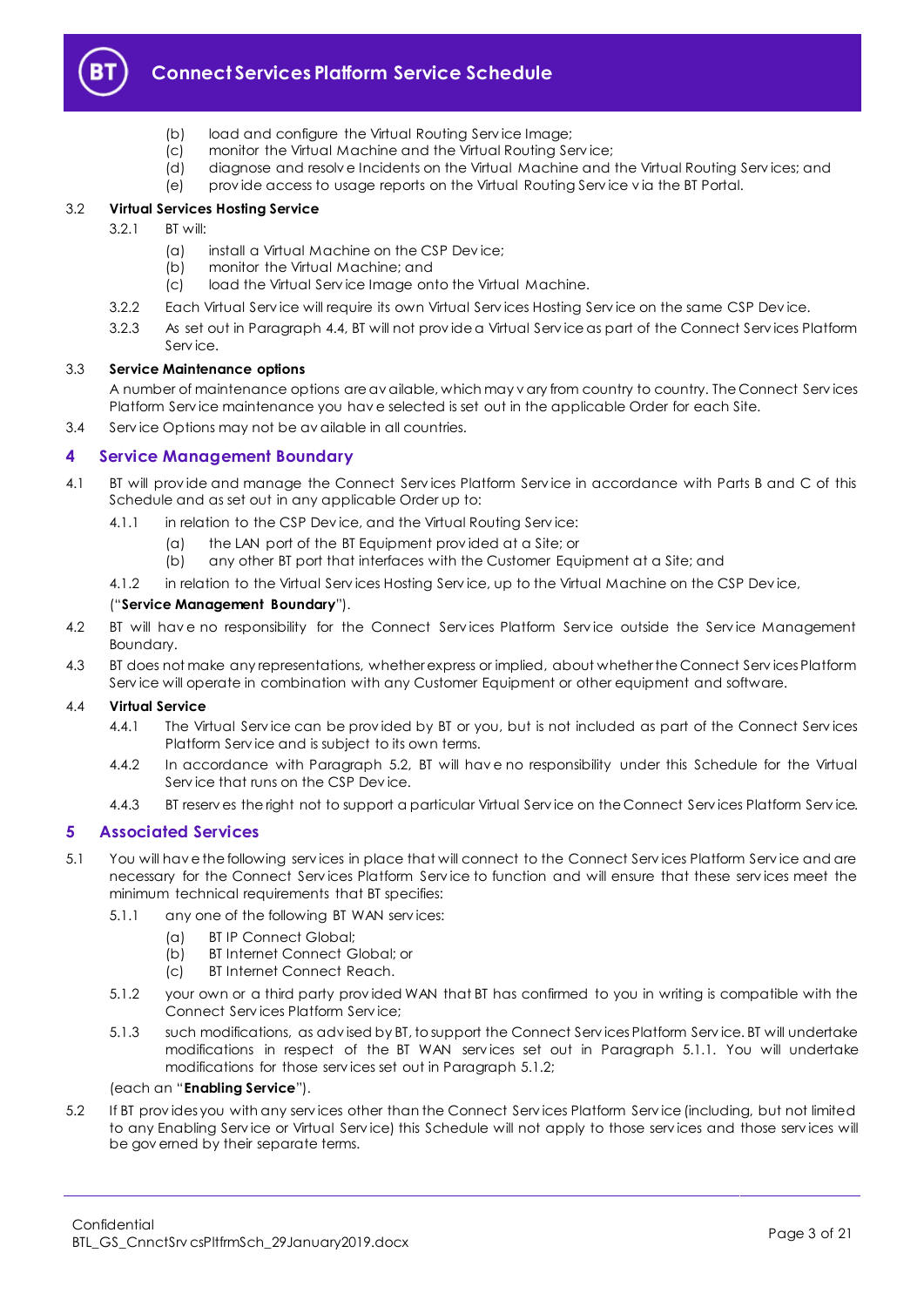(b) load and configure the Virtual Routing Service Image;
(c) monitor the Virtual Machine and the Virtual Routing Service;
(d) diagnose and resolve Incidents on the Virtual Machine and the Virtual Routing Services; and
(e) provide access to usage reports on the Virtual Routing Service via the BT Portal.

3.2 **Virtual Services Hosting Service**

3.2.1 BT will:

(a) install a Virtual Machine on the CSP Device;
(b) monitor the Virtual Machine; and
(c) load the Virtual Service Image onto the Virtual Machine.

3.2.2 Each Virtual Service will require its own Virtual Services Hosting Service on the same CSP Device.

3.2.3 As set out in Paragraph 4.4, BT will not provide a Virtual Service as part of the Connect Services Platform Service.

3.3 **Service Maintenance options**

A number of maintenance options are available, which may vary from country to country. The Connect Services Platform Service maintenance you have selected is set out in the applicable Order for each Site.

3.4 Service Options may not be available in all countries.

## 4 Service Management Boundary

4.1 BT will provide and manage the Connect Services Platform Service in accordance with Parts B and C of this Schedule and as set out in any applicable Order up to:

4.1.1 in relation to the CSP Device, and the Virtual Routing Service:

(a) the LAN port of the BT Equipment provided at a Site; or
(b) any other BT port that interfaces with the Customer Equipment at a Site; and

4.1.2 in relation to the Virtual Services Hosting Service, up to the Virtual Machine on the CSP Device,

("**Service Management Boundary**").

4.2 BT will have no responsibility for the Connect Services Platform Service outside the Service Management Boundary.

4.3 BT does not make any representations, whether express or implied, about whether the Connect Services Platform Service will operate in combination with any Customer Equipment or other equipment and software.

4.4 **Virtual Service**

4.4.1 The Virtual Service can be provided by BT or you, but is not included as part of the Connect Services Platform Service and is subject to its own terms.

4.4.2 In accordance with Paragraph 5.2, BT will have no responsibility under this Schedule for the Virtual Service that runs on the CSP Device.

4.4.3 BT reserves the right not to support a particular Virtual Service on the Connect Services Platform Service.

## 5 Associated Services

5.1 You will have the following services in place that will connect to the Connect Services Platform Service and are necessary for the Connect Services Platform Service to function and will ensure that these services meet the minimum technical requirements that BT specifies:

5.1.1 any one of the following BT WAN services:

(a) BT IP Connect Global;
(b) BT Internet Connect Global; or
(c) BT Internet Connect Reach.

5.1.2 your own or a third party provided WAN that BT has confirmed to you in writing is compatible with the Connect Services Platform Service;

5.1.3 such modifications, as advised by BT, to support the Connect Services Platform Service. BT will undertake modifications in respect of the BT WAN services set out in Paragraph 5.1.1. You will undertake modifications for those services set out in Paragraph 5.1.2;

(each an "**Enabling Service**").

5.2 If BT provides you with any services other than the Connect Services Platform Service (including, but not limited to any Enabling Service or Virtual Service) this Schedule will not apply to those services and those services will be governed by their separate terms.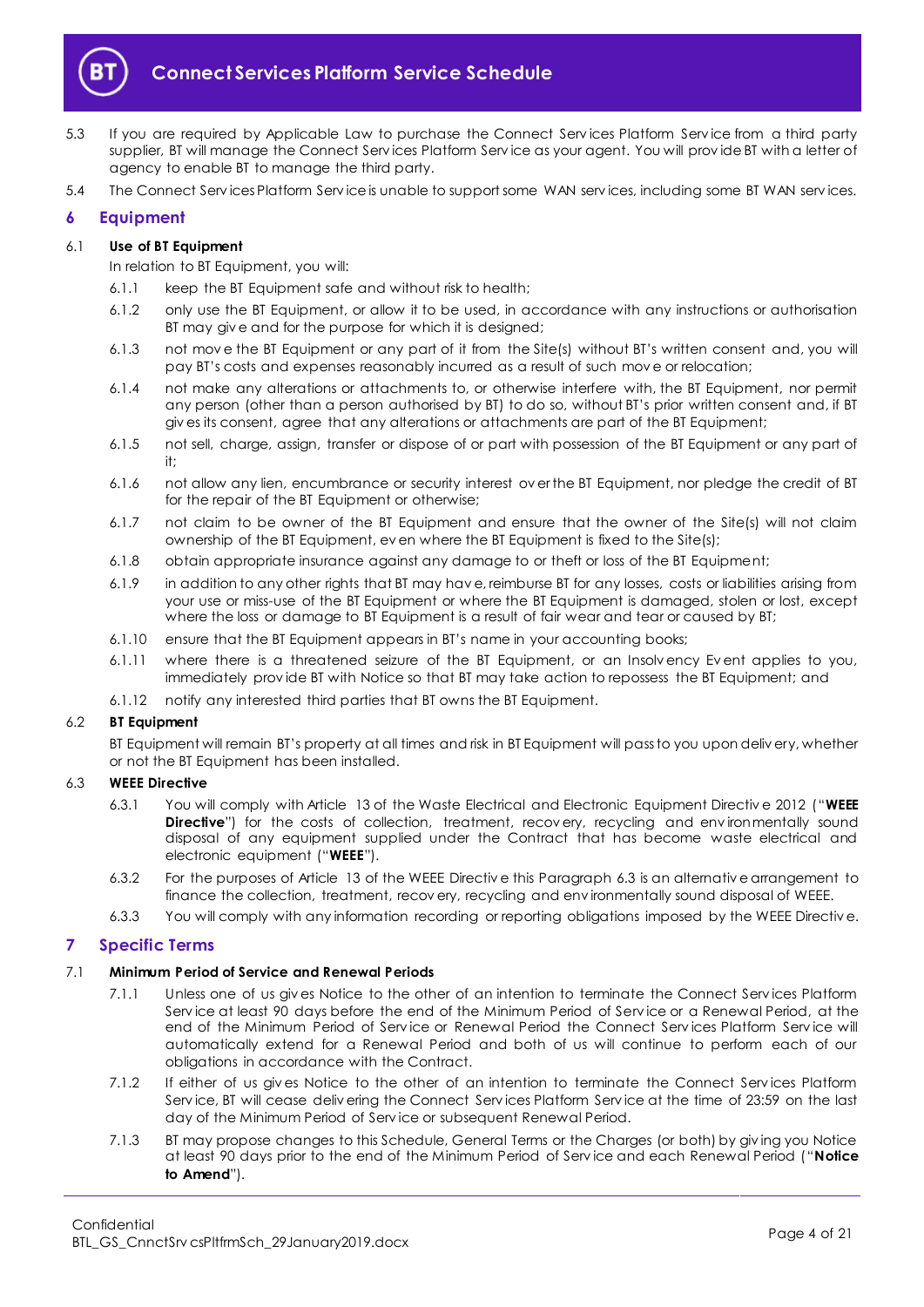5.3 If you are required by Applicable Law to purchase the Connect Services Platform Service from a third party supplier, BT will manage the Connect Services Platform Service as your agent. You will provide BT with a letter of agency to enable BT to manage the third party.

5.4 The Connect Services Platform Service is unable to support some WAN services, including some BT WAN services.

## 6 Equipment

6.1 **Use of BT Equipment**

In relation to BT Equipment, you will:

6.1.1 keep the BT Equipment safe and without risk to health;

6.1.2 only use the BT Equipment, or allow it to be used, in accordance with any instructions or authorisation BT may give and for the purpose for which it is designed;

6.1.3 not move the BT Equipment or any part of it from the Site(s) without BT's written consent and, you will pay BT's costs and expenses reasonably incurred as a result of such move or relocation;

6.1.4 not make any alterations or attachments to, or otherwise interfere with, the BT Equipment, nor permit any person (other than a person authorised by BT) to do so, without BT's prior written consent and, if BT gives its consent, agree that any alterations or attachments are part of the BT Equipment;

6.1.5 not sell, charge, assign, transfer or dispose of or part with possession of the BT Equipment or any part of it;

6.1.6 not allow any lien, encumbrance or security interest over the BT Equipment, nor pledge the credit of BT for the repair of the BT Equipment or otherwise;

6.1.7 not claim to be owner of the BT Equipment and ensure that the owner of the Site(s) will not claim ownership of the BT Equipment, even where the BT Equipment is fixed to the Site(s);

6.1.8 obtain appropriate insurance against any damage to or theft or loss of the BT Equipment;

6.1.9 in addition to any other rights that BT may have, reimburse BT for any losses, costs or liabilities arising from your use or miss-use of the BT Equipment or where the BT Equipment is damaged, stolen or lost, except where the loss or damage to BT Equipment is a result of fair wear and tear or caused by BT;

6.1.10 ensure that the BT Equipment appears in BT's name in your accounting books;

6.1.11 where there is a threatened seizure of the BT Equipment, or an Insolvency Event applies to you, immediately provide BT with Notice so that BT may take action to repossess the BT Equipment; and

6.1.12 notify any interested third parties that BT owns the BT Equipment.

6.2 **BT Equipment**

BT Equipment will remain BT's property at all times and risk in BT Equipment will pass to you upon delivery, whether or not the BT Equipment has been installed.

6.3 **WEEE Directive**

6.3.1 You will comply with Article 13 of the Waste Electrical and Electronic Equipment Directive 2012 ("**WEEE Directive**") for the costs of collection, treatment, recovery, recycling and environmentally sound disposal of any equipment supplied under the Contract that has become waste electrical and electronic equipment ("**WEEE**").

6.3.2 For the purposes of Article 13 of the WEEE Directive this Paragraph 6.3 is an alternative arrangement to finance the collection, treatment, recovery, recycling and environmentally sound disposal of WEEE.

6.3.3 You will comply with any information recording or reporting obligations imposed by the WEEE Directive.

## 7 Specific Terms

7.1 **Minimum Period of Service and Renewal Periods**

7.1.1 Unless one of us gives Notice to the other of an intention to terminate the Connect Services Platform Service at least 90 days before the end of the Minimum Period of Service or a Renewal Period, at the end of the Minimum Period of Service or Renewal Period the Connect Services Platform Service will automatically extend for a Renewal Period and both of us will continue to perform each of our obligations in accordance with the Contract.

7.1.2 If either of us gives Notice to the other of an intention to terminate the Connect Services Platform Service, BT will cease delivering the Connect Services Platform Service at the time of 23:59 on the last day of the Minimum Period of Service or subsequent Renewal Period.

7.1.3 BT may propose changes to this Schedule, General Terms or the Charges (or both) by giving you Notice at least 90 days prior to the end of the Minimum Period of Service and each Renewal Period ("**Notice to Amend**").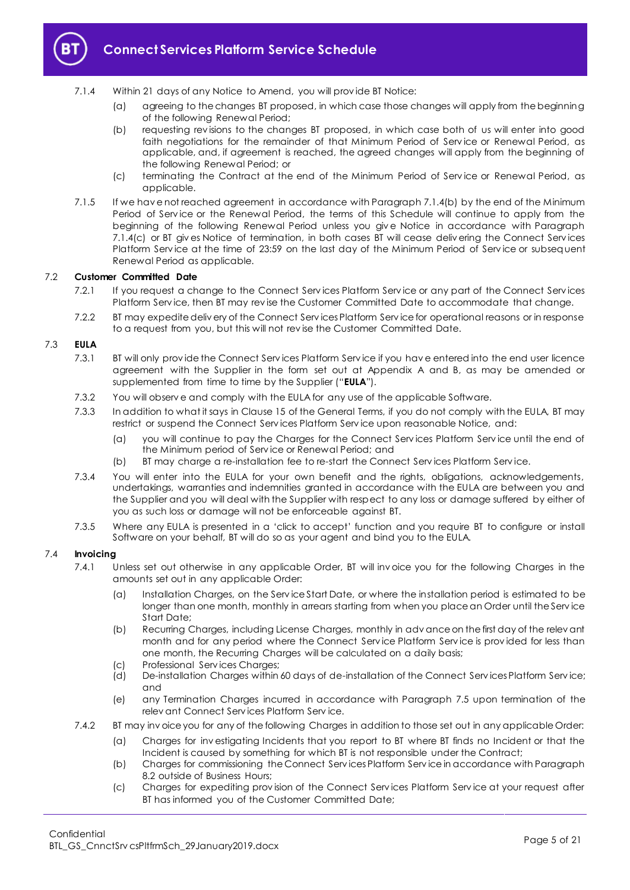7.1.4 Within 21 days of any Notice to Amend, you will provide BT Notice:

(a) agreeing to the changes BT proposed, in which case those changes will apply from the beginning of the following Renewal Period;

(b) requesting revisions to the changes BT proposed, in which case both of us will enter into good faith negotiations for the remainder of that Minimum Period of Service or Renewal Period, as applicable, and, if agreement is reached, the agreed changes will apply from the beginning of the following Renewal Period; or

(c) terminating the Contract at the end of the Minimum Period of Service or Renewal Period, as applicable.

7.1.5 If we have not reached agreement in accordance with Paragraph 7.1.4(b) by the end of the Minimum Period of Service or the Renewal Period, the terms of this Schedule will continue to apply from the beginning of the following Renewal Period unless you give Notice in accordance with Paragraph 7.1.4(c) or BT gives Notice of termination, in both cases BT will cease delivering the Connect Services Platform Service at the time of 23:59 on the last day of the Minimum Period of Service or subsequent Renewal Period as applicable.

7.2 **Customer Committed Date**

7.2.1 If you request a change to the Connect Services Platform Service or any part of the Connect Services Platform Service, then BT may revise the Customer Committed Date to accommodate that change.

7.2.2 BT may expedite delivery of the Connect Services Platform Service for operational reasons or in response to a request from you, but this will not revise the Customer Committed Date.

7.3 **EULA**

7.3.1 BT will only provide the Connect Services Platform Service if you have entered into the end user licence agreement with the Supplier in the form set out at Appendix A and B, as may be amended or supplemented from time to time by the Supplier ("**EULA**").

7.3.2 You will observe and comply with the EULA for any use of the applicable Software.

7.3.3 In addition to what it says in Clause 15 of the General Terms, if you do not comply with the EULA, BT may restrict or suspend the Connect Services Platform Service upon reasonable Notice, and:

(a) you will continue to pay the Charges for the Connect Services Platform Service until the end of the Minimum period of Service or Renewal Period; and

(b) BT may charge a re-installation fee to re-start the Connect Services Platform Service.

7.3.4 You will enter into the EULA for your own benefit and the rights, obligations, acknowledgements, undertakings, warranties and indemnities granted in accordance with the EULA are between you and the Supplier and you will deal with the Supplier with respect to any loss or damage suffered by either of you as such loss or damage will not be enforceable against BT.

7.3.5 Where any EULA is presented in a 'click to accept' function and you require BT to configure or install Software on your behalf, BT will do so as your agent and bind you to the EULA.

7.4 **Invoicing**

7.4.1 Unless set out otherwise in any applicable Order, BT will invoice you for the following Charges in the amounts set out in any applicable Order:

(a) Installation Charges, on the Service Start Date, or where the installation period is estimated to be longer than one month, monthly in arrears starting from when you place an Order until the Service Start Date;

(b) Recurring Charges, including License Charges, monthly in advance on the first day of the relevant month and for any period where the Connect Service Platform Service is provided for less than one month, the Recurring Charges will be calculated on a daily basis;

(c) Professional Services Charges;

(d) De-installation Charges within 60 days of de-installation of the Connect Services Platform Service; and

(e) any Termination Charges incurred in accordance with Paragraph 7.5 upon termination of the relevant Connect Services Platform Service.

7.4.2 BT may invoice you for any of the following Charges in addition to those set out in any applicable Order:

(a) Charges for investigating Incidents that you report to BT where BT finds no Incident or that the Incident is caused by something for which BT is not responsible under the Contract;

(b) Charges for commissioning the Connect Services Platform Service in accordance with Paragraph 8.2 outside of Business Hours;

(c) Charges for expediting provision of the Connect Services Platform Service at your request after BT has informed you of the Customer Committed Date;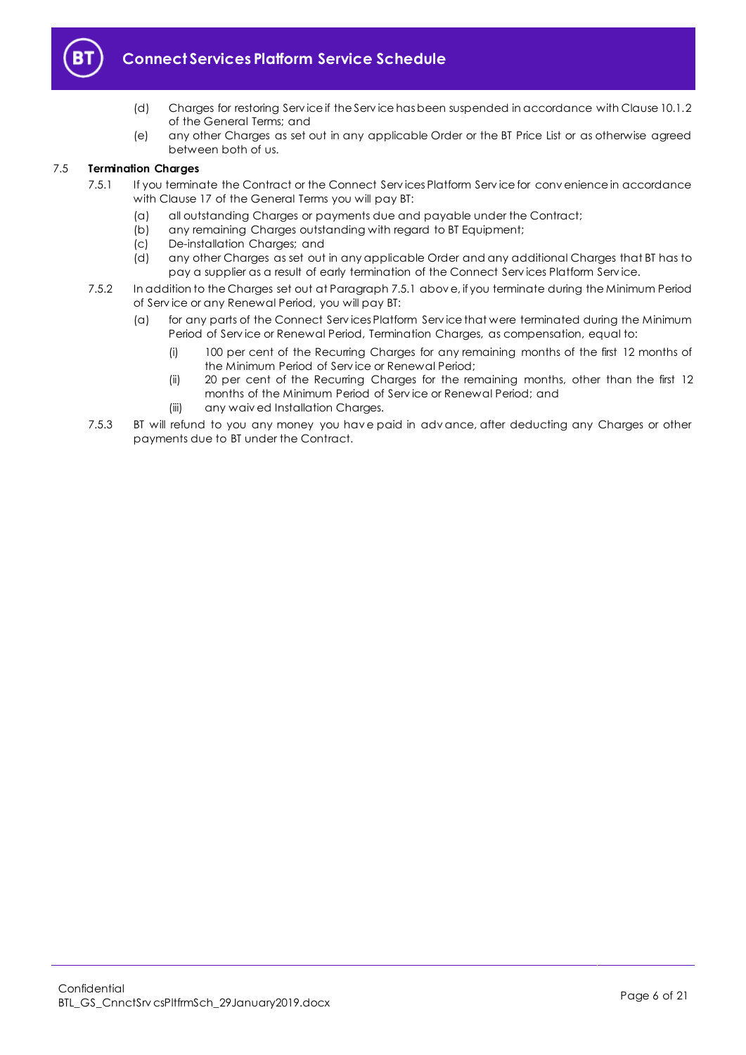(d) Charges for restoring Service if the Service has been suspended in accordance with Clause 10.1.2 of the General Terms; and

(e) any other Charges as set out in any applicable Order or the BT Price List or as otherwise agreed between both of us.

7.5 **Termination Charges**

7.5.1 If you terminate the Contract or the Connect Services Platform Service for convenience in accordance with Clause 17 of the General Terms you will pay BT:

(a) all outstanding Charges or payments due and payable under the Contract;

(b) any remaining Charges outstanding with regard to BT Equipment;

(c) De-installation Charges; and

(d) any other Charges as set out in any applicable Order and any additional Charges that BT has to pay a supplier as a result of early termination of the Connect Services Platform Service.

7.5.2 In addition to the Charges set out at Paragraph 7.5.1 above, if you terminate during the Minimum Period of Service or any Renewal Period, you will pay BT:

(a) for any parts of the Connect Services Platform Service that were terminated during the Minimum Period of Service or Renewal Period, Termination Charges, as compensation, equal to:

(i) 100 per cent of the Recurring Charges for any remaining months of the first 12 months of the Minimum Period of Service or Renewal Period;

(ii) 20 per cent of the Recurring Charges for the remaining months, other than the first 12 months of the Minimum Period of Service or Renewal Period; and

(iii) any waived Installation Charges.

7.5.3 BT will refund to you any money you have paid in advance, after deducting any Charges or other payments due to BT under the Contract.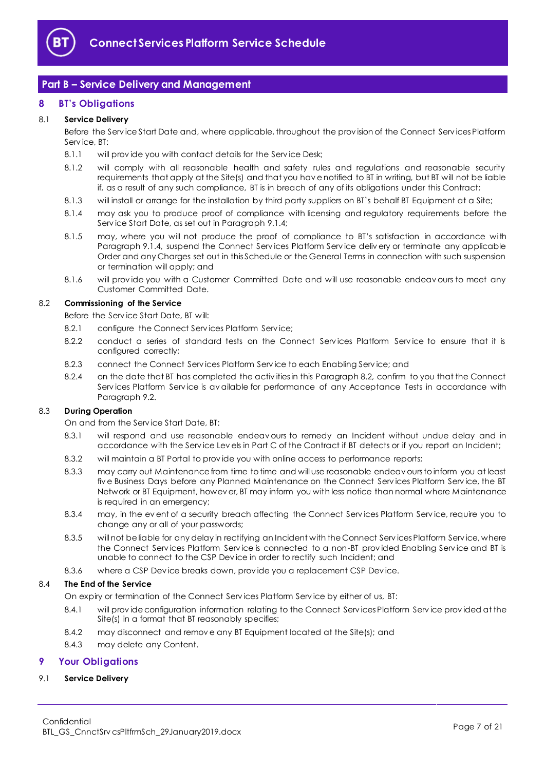## Part B – Service Delivery and Management

### 8 BT's Obligations

**8.1 Service Delivery**

Before the Service Start Date and, where applicable, throughout the provision of the Connect Services Platform Service, BT:

8.1.1 will provide you with contact details for the Service Desk;

8.1.2 will comply with all reasonable health and safety rules and regulations and reasonable security requirements that apply at the Site(s) and that you have notified to BT in writing, but BT will not be liable if, as a result of any such compliance, BT is in breach of any of its obligations under this Contract;

8.1.3 will install or arrange for the installation by third party suppliers on BT`s behalf BT Equipment at a Site;

8.1.4 may ask you to produce proof of compliance with licensing and regulatory requirements before the Service Start Date, as set out in Paragraph 9.1.4;

8.1.5 may, where you will not produce the proof of compliance to BT's satisfaction in accordance with Paragraph 9.1.4, suspend the Connect Services Platform Service delivery or terminate any applicable Order and any Charges set out in this Schedule or the General Terms in connection with such suspension or termination will apply; and

8.1.6 will provide you with a Customer Committed Date and will use reasonable endeavours to meet any Customer Committed Date.

**8.2 Commissioning of the Service**

Before the Service Start Date, BT will:

8.2.1 configure the Connect Services Platform Service;

8.2.2 conduct a series of standard tests on the Connect Services Platform Service to ensure that it is configured correctly;

8.2.3 connect the Connect Services Platform Service to each Enabling Service; and

8.2.4 on the date that BT has completed the activities in this Paragraph 8.2, confirm to you that the Connect Services Platform Service is available for performance of any Acceptance Tests in accordance with Paragraph 9.2.

**8.3 During Operation**

On and from the Service Start Date, BT:

8.3.1 will respond and use reasonable endeavours to remedy an Incident without undue delay and in accordance with the Service Levels in Part C of the Contract if BT detects or if you report an Incident;

8.3.2 will maintain a BT Portal to provide you with online access to performance reports;

8.3.3 may carry out Maintenance from time to time and will use reasonable endeavours to inform you at least five Business Days before any Planned Maintenance on the Connect Services Platform Service, the BT Network or BT Equipment, however, BT may inform you with less notice than normal where Maintenance is required in an emergency;

8.3.4 may, in the event of a security breach affecting the Connect Services Platform Service, require you to change any or all of your passwords;

8.3.5 will not be liable for any delay in rectifying an Incident with the Connect Services Platform Service, where the Connect Services Platform Service is connected to a non-BT provided Enabling Service and BT is unable to connect to the CSP Device in order to rectify such Incident; and

8.3.6 where a CSP Device breaks down, provide you a replacement CSP Device.

**8.4 The End of the Service**

On expiry or termination of the Connect Services Platform Service by either of us, BT:

8.4.1 will provide configuration information relating to the Connect Services Platform Service provided at the Site(s) in a format that BT reasonably specifies;

8.4.2 may disconnect and remove any BT Equipment located at the Site(s); and

8.4.3 may delete any Content.

### 9 Your Obligations

**9.1 Service Delivery**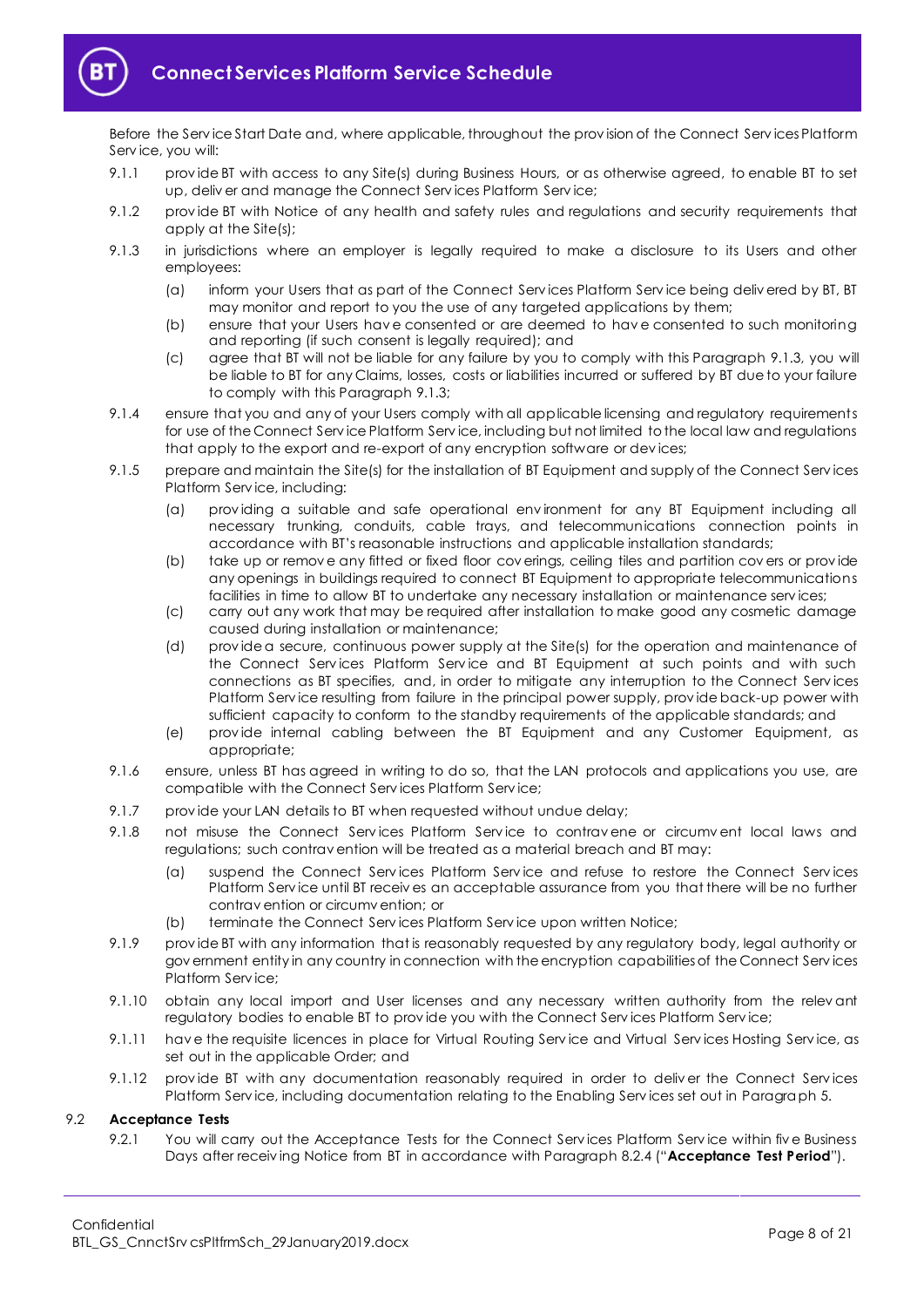Before the Service Start Date and, where applicable, throughout the provision of the Connect Services Platform Service, you will:

9.1.1 provide BT with access to any Site(s) during Business Hours, or as otherwise agreed, to enable BT to set up, deliver and manage the Connect Services Platform Service;

9.1.2 provide BT with Notice of any health and safety rules and regulations and security requirements that apply at the Site(s);

9.1.3 in jurisdictions where an employer is legally required to make a disclosure to its Users and other employees:

(a) inform your Users that as part of the Connect Services Platform Service being delivered by BT, BT may monitor and report to you the use of any targeted applications by them;

(b) ensure that your Users have consented or are deemed to have consented to such monitoring and reporting (if such consent is legally required); and

(c) agree that BT will not be liable for any failure by you to comply with this Paragraph 9.1.3, you will be liable to BT for any Claims, losses, costs or liabilities incurred or suffered by BT due to your failure to comply with this Paragraph 9.1.3;

9.1.4 ensure that you and any of your Users comply with all applicable licensing and regulatory requirements for use of the Connect Service Platform Service, including but not limited to the local law and regulations that apply to the export and re-export of any encryption software or devices;

9.1.5 prepare and maintain the Site(s) for the installation of BT Equipment and supply of the Connect Services Platform Service, including:

(a) providing a suitable and safe operational environment for any BT Equipment including all necessary trunking, conduits, cable trays, and telecommunications connection points in accordance with BT's reasonable instructions and applicable installation standards;

(b) take up or remove any fitted or fixed floor coverings, ceiling tiles and partition covers or provide any openings in buildings required to connect BT Equipment to appropriate telecommunications facilities in time to allow BT to undertake any necessary installation or maintenance services;

(c) carry out any work that may be required after installation to make good any cosmetic damage caused during installation or maintenance;

(d) provide a secure, continuous power supply at the Site(s) for the operation and maintenance of the Connect Services Platform Service and BT Equipment at such points and with such connections as BT specifies, and, in order to mitigate any interruption to the Connect Services Platform Service resulting from failure in the principal power supply, provide back-up power with sufficient capacity to conform to the standby requirements of the applicable standards; and

(e) provide internal cabling between the BT Equipment and any Customer Equipment, as appropriate;

9.1.6 ensure, unless BT has agreed in writing to do so, that the LAN protocols and applications you use, are compatible with the Connect Services Platform Service;

9.1.7 provide your LAN details to BT when requested without undue delay;

9.1.8 not misuse the Connect Services Platform Service to contravene or circumvent local laws and regulations; such contravention will be treated as a material breach and BT may:

(a) suspend the Connect Services Platform Service and refuse to restore the Connect Services Platform Service until BT receives an acceptable assurance from you that there will be no further contravention or circumvention; or

(b) terminate the Connect Services Platform Service upon written Notice;

9.1.9 provide BT with any information that is reasonably requested by any regulatory body, legal authority or government entity in any country in connection with the encryption capabilities of the Connect Services Platform Service;

9.1.10 obtain any local import and User licenses and any necessary written authority from the relevant regulatory bodies to enable BT to provide you with the Connect Services Platform Service;

9.1.11 have the requisite licences in place for Virtual Routing Service and Virtual Services Hosting Service, as set out in the applicable Order; and

9.1.12 provide BT with any documentation reasonably required in order to deliver the Connect Services Platform Service, including documentation relating to the Enabling Services set out in Paragraph 5.

9.2 **Acceptance Tests**

9.2.1 You will carry out the Acceptance Tests for the Connect Services Platform Service within five Business Days after receiving Notice from BT in accordance with Paragraph 8.2.4 ("**Acceptance Test Period**").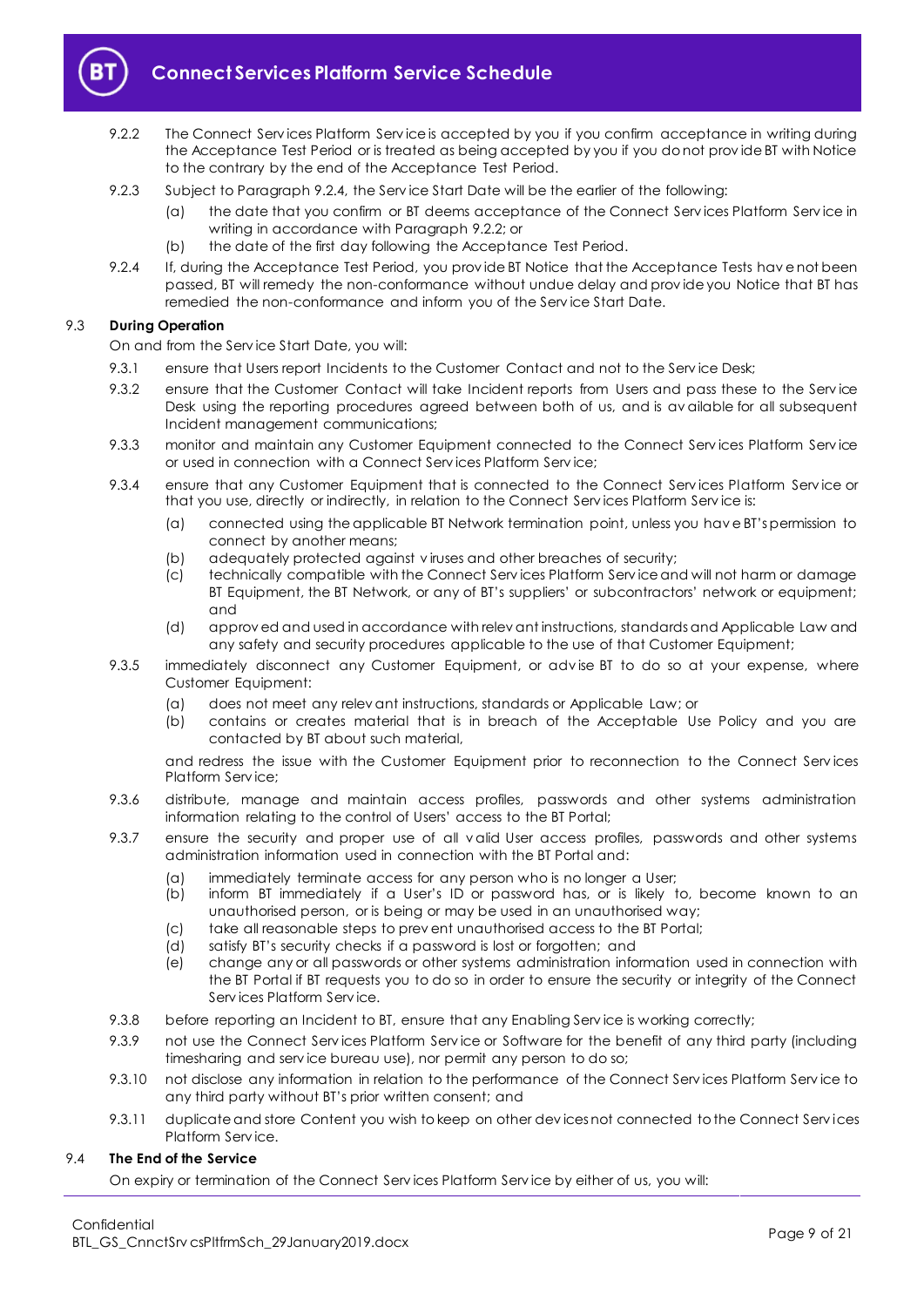9.2.2 The Connect Services Platform Service is accepted by you if you confirm acceptance in writing during the Acceptance Test Period or is treated as being accepted by you if you do not provide BT with Notice to the contrary by the end of the Acceptance Test Period.

9.2.3 Subject to Paragraph 9.2.4, the Service Start Date will be the earlier of the following:

- (a) the date that you confirm or BT deems acceptance of the Connect Services Platform Service in writing in accordance with Paragraph 9.2.2; or
- (b) the date of the first day following the Acceptance Test Period.

9.2.4 If, during the Acceptance Test Period, you provide BT Notice that the Acceptance Tests have not been passed, BT will remedy the non-conformance without undue delay and provide you Notice that BT has remedied the non-conformance and inform you of the Service Start Date.

### 9.3 During Operation

On and from the Service Start Date, you will:

9.3.1 ensure that Users report Incidents to the Customer Contact and not to the Service Desk;

9.3.2 ensure that the Customer Contact will take Incident reports from Users and pass these to the Service Desk using the reporting procedures agreed between both of us, and is available for all subsequent Incident management communications;

9.3.3 monitor and maintain any Customer Equipment connected to the Connect Services Platform Service or used in connection with a Connect Services Platform Service;

9.3.4 ensure that any Customer Equipment that is connected to the Connect Services Platform Service or that you use, directly or indirectly, in relation to the Connect Services Platform Service is:

- (a) connected using the applicable BT Network termination point, unless you have BT's permission to connect by another means;
- (b) adequately protected against viruses and other breaches of security;
- (c) technically compatible with the Connect Services Platform Service and will not harm or damage BT Equipment, the BT Network, or any of BT's suppliers' or subcontractors' network or equipment; and
- (d) approved and used in accordance with relevant instructions, standards and Applicable Law and any safety and security procedures applicable to the use of that Customer Equipment;

9.3.5 immediately disconnect any Customer Equipment, or advise BT to do so at your expense, where Customer Equipment:

- (a) does not meet any relevant instructions, standards or Applicable Law; or
- (b) contains or creates material that is in breach of the Acceptable Use Policy and you are contacted by BT about such material,

and redress the issue with the Customer Equipment prior to reconnection to the Connect Services Platform Service;

9.3.6 distribute, manage and maintain access profiles, passwords and other systems administration information relating to the control of Users' access to the BT Portal;

9.3.7 ensure the security and proper use of all valid User access profiles, passwords and other systems administration information used in connection with the BT Portal and:

- (a) immediately terminate access for any person who is no longer a User;
- (b) inform BT immediately if a User's ID or password has, or is likely to, become known to an unauthorised person, or is being or may be used in an unauthorised way;
- (c) take all reasonable steps to prevent unauthorised access to the BT Portal;
- (d) satisfy BT's security checks if a password is lost or forgotten; and
- (e) change any or all passwords or other systems administration information used in connection with the BT Portal if BT requests you to do so in order to ensure the security or integrity of the Connect Services Platform Service.

9.3.8 before reporting an Incident to BT, ensure that any Enabling Service is working correctly;

9.3.9 not use the Connect Services Platform Service or Software for the benefit of any third party (including timesharing and service bureau use), nor permit any person to do so;

9.3.10 not disclose any information in relation to the performance of the Connect Services Platform Service to any third party without BT's prior written consent; and

9.3.11 duplicate and store Content you wish to keep on other devices not connected to the Connect Services Platform Service.

### 9.4 The End of the Service

On expiry or termination of the Connect Services Platform Service by either of us, you will: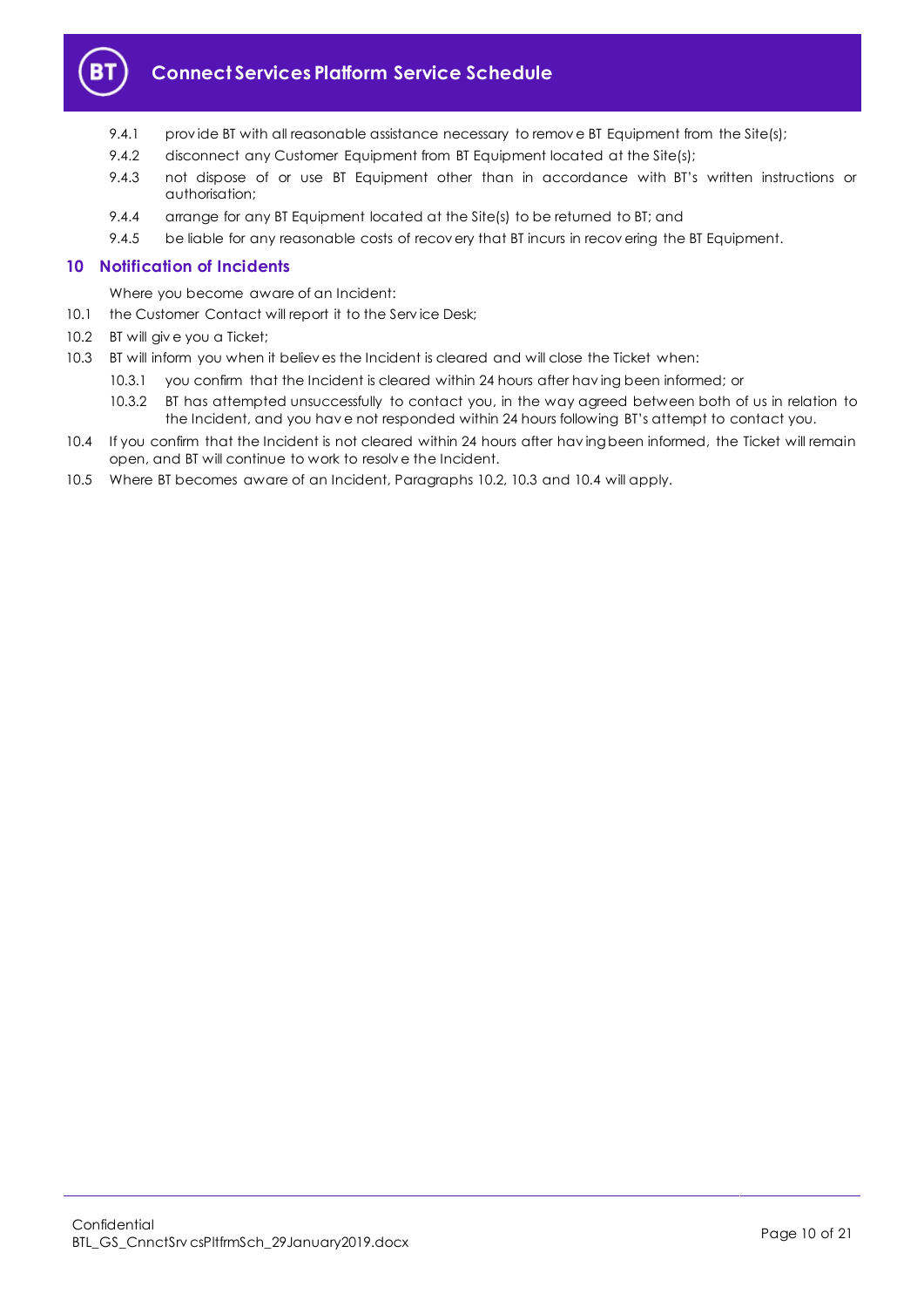9.4.1 provide BT with all reasonable assistance necessary to remove BT Equipment from the Site(s);

9.4.2 disconnect any Customer Equipment from BT Equipment located at the Site(s);

9.4.3 not dispose of or use BT Equipment other than in accordance with BT's written instructions or authorisation;

9.4.4 arrange for any BT Equipment located at the Site(s) to be returned to BT; and

9.4.5 be liable for any reasonable costs of recovery that BT incurs in recovering the BT Equipment.

## 10 Notification of Incidents

Where you become aware of an Incident:

10.1 the Customer Contact will report it to the Service Desk;

10.2 BT will give you a Ticket;

10.3 BT will inform you when it believes the Incident is cleared and will close the Ticket when:

10.3.1 you confirm that the Incident is cleared within 24 hours after having been informed; or

10.3.2 BT has attempted unsuccessfully to contact you, in the way agreed between both of us in relation to the Incident, and you have not responded within 24 hours following BT's attempt to contact you.

10.4 If you confirm that the Incident is not cleared within 24 hours after having been informed, the Ticket will remain open, and BT will continue to work to resolve the Incident.

10.5 Where BT becomes aware of an Incident, Paragraphs 10.2, 10.3 and 10.4 will apply.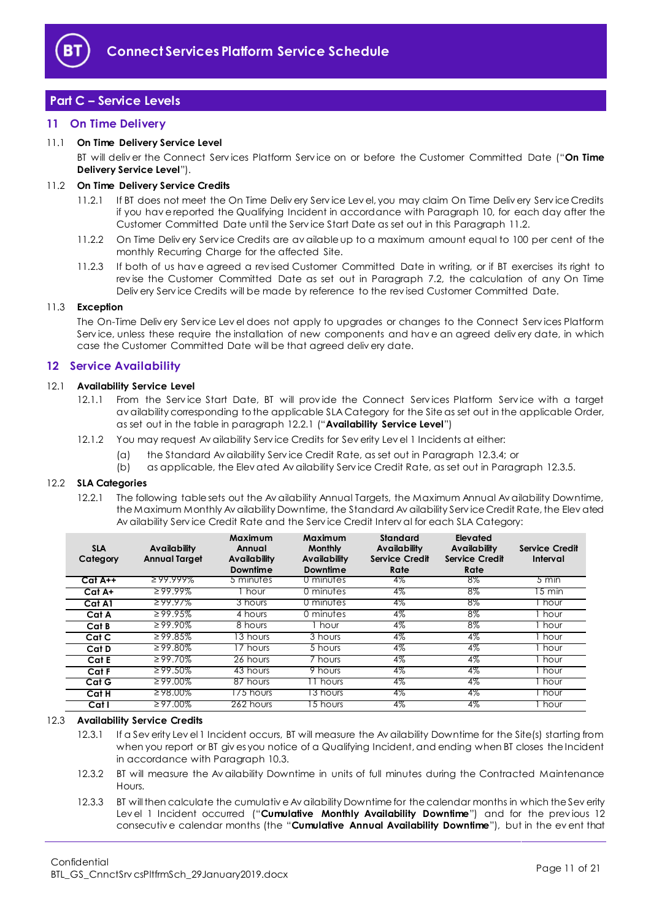## Part C – Service Levels

### 11 On Time Delivery

11.1 **On Time Delivery Service Level**

BT will deliver the Connect Services Platform Service on or before the Customer Committed Date ("**On Time Delivery Service Level**").

11.2 **On Time Delivery Service Credits**

11.2.1 If BT does not meet the On Time Delivery Service Level, you may claim On Time Delivery Service Credits if you have reported the Qualifying Incident in accordance with Paragraph 10, for each day after the Customer Committed Date until the Service Start Date as set out in this Paragraph 11.2.

11.2.2 On Time Delivery Service Credits are available up to a maximum amount equal to 100 per cent of the monthly Recurring Charge for the affected Site.

11.2.3 If both of us have agreed a revised Customer Committed Date in writing, or if BT exercises its right to revise the Customer Committed Date as set out in Paragraph 7.2, the calculation of any On Time Delivery Service Credits will be made by reference to the revised Customer Committed Date.

11.3 **Exception**

The On-Time Delivery Service Level does not apply to upgrades or changes to the Connect Services Platform Service, unless these require the installation of new components and have an agreed delivery date, in which case the Customer Committed Date will be that agreed delivery date.

### 12 Service Availability

12.1 **Availability Service Level**

12.1.1 From the Service Start Date, BT will provide the Connect Services Platform Service with a target availability corresponding to the applicable SLA Category for the Site as set out in the applicable Order, as set out in the table in paragraph 12.2.1 ("**Availability Service Level**")

12.1.2 You may request Availability Service Credits for Severity Level 1 Incidents at either:

(a) the Standard Availability Service Credit Rate, as set out in Paragraph 12.3.4; or

(b) as applicable, the Elevated Availability Service Credit Rate, as set out in Paragraph 12.3.5.

12.2 **SLA Categories**

12.2.1 The following table sets out the Availability Annual Targets, the Maximum Annual Availability Downtime, the Maximum Monthly Availability Downtime, the Standard Availability Service Credit Rate, the Elevated Availability Service Credit Rate and the Service Credit Interval for each SLA Category:

| SLA Category | Availability Annual Target | Maximum Annual Availability Downtime | Maximum Monthly Availability Downtime | Standard Availability Service Credit Rate | Elevated Availability Service Credit Rate | Service Credit Interval |
|---|---|---|---|---|---|---|
| Cat A++ | ≥ 99.999% | 5 minutes | 0 minutes | 4% | 8% | 5 min |
| Cat A+ | ≥ 99.99% | 1 hour | 0 minutes | 4% | 8% | 15 min |
| Cat A1 | ≥ 99.97% | 3 hours | 0 minutes | 4% | 8% | 1 hour |
| Cat A | ≥ 99.95% | 4 hours | 0 minutes | 4% | 8% | 1 hour |
| Cat B | ≥ 99.90% | 8 hours | 1 hour | 4% | 8% | 1 hour |
| Cat C | ≥ 99.85% | 13 hours | 3 hours | 4% | 4% | 1 hour |
| Cat D | ≥ 99.80% | 17 hours | 5 hours | 4% | 4% | 1 hour |
| Cat E | ≥ 99.70% | 26 hours | 7 hours | 4% | 4% | 1 hour |
| Cat F | ≥ 99.50% | 43 hours | 9 hours | 4% | 4% | 1 hour |
| Cat G | ≥ 99.00% | 87 hours | 11 hours | 4% | 4% | 1 hour |
| Cat H | ≥ 98.00% | 175 hours | 13 hours | 4% | 4% | 1 hour |
| Cat I | ≥ 97.00% | 262 hours | 15 hours | 4% | 4% | 1 hour |

12.3 **Availability Service Credits**

12.3.1 If a Severity Level 1 Incident occurs, BT will measure the Availability Downtime for the Site(s) starting from when you report or BT gives you notice of a Qualifying Incident, and ending when BT closes the Incident in accordance with Paragraph 10.3.

12.3.2 BT will measure the Availability Downtime in units of full minutes during the Contracted Maintenance Hours.

12.3.3 BT will then calculate the cumulative Availability Downtime for the calendar months in which the Severity Level 1 Incident occurred ("**Cumulative Monthly Availability Downtime**") and for the previous 12 consecutive calendar months (the "**Cumulative Annual Availability Downtime**"), but in the event that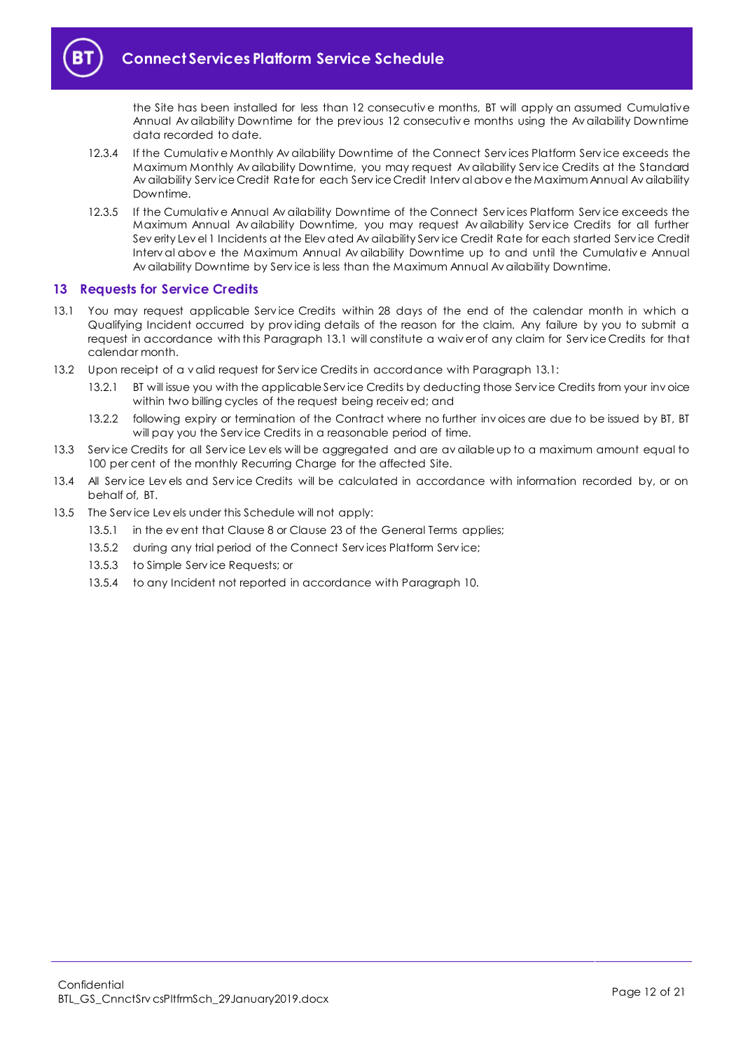the Site has been installed for less than 12 consecutive months, BT will apply an assumed Cumulative Annual Availability Downtime for the previous 12 consecutive months using the Availability Downtime data recorded to date.

12.3.4 If the Cumulative Monthly Availability Downtime of the Connect Services Platform Service exceeds the Maximum Monthly Availability Downtime, you may request Availability Service Credits at the Standard Availability Service Credit Rate for each Service Credit Interval above the Maximum Annual Availability Downtime.

12.3.5 If the Cumulative Annual Availability Downtime of the Connect Services Platform Service exceeds the Maximum Annual Availability Downtime, you may request Availability Service Credits for all further Severity Level 1 Incidents at the Elevated Availability Service Credit Rate for each started Service Credit Interval above the Maximum Annual Availability Downtime up to and until the Cumulative Annual Availability Downtime by Service is less than the Maximum Annual Availability Downtime.

## 13 Requests for Service Credits

13.1 You may request applicable Service Credits within 28 days of the end of the calendar month in which a Qualifying Incident occurred by providing details of the reason for the claim. Any failure by you to submit a request in accordance with this Paragraph 13.1 will constitute a waiver of any claim for Service Credits for that calendar month.

13.2 Upon receipt of a valid request for Service Credits in accordance with Paragraph 13.1:

13.2.1 BT will issue you with the applicable Service Credits by deducting those Service Credits from your invoice within two billing cycles of the request being received; and

13.2.2 following expiry or termination of the Contract where no further invoices are due to be issued by BT, BT will pay you the Service Credits in a reasonable period of time.

13.3 Service Credits for all Service Levels will be aggregated and are available up to a maximum amount equal to 100 per cent of the monthly Recurring Charge for the affected Site.

13.4 All Service Levels and Service Credits will be calculated in accordance with information recorded by, or on behalf of, BT.

13.5 The Service Levels under this Schedule will not apply:

13.5.1 in the event that Clause 8 or Clause 23 of the General Terms applies;

13.5.2 during any trial period of the Connect Services Platform Service;

13.5.3 to Simple Service Requests; or

13.5.4 to any Incident not reported in accordance with Paragraph 10.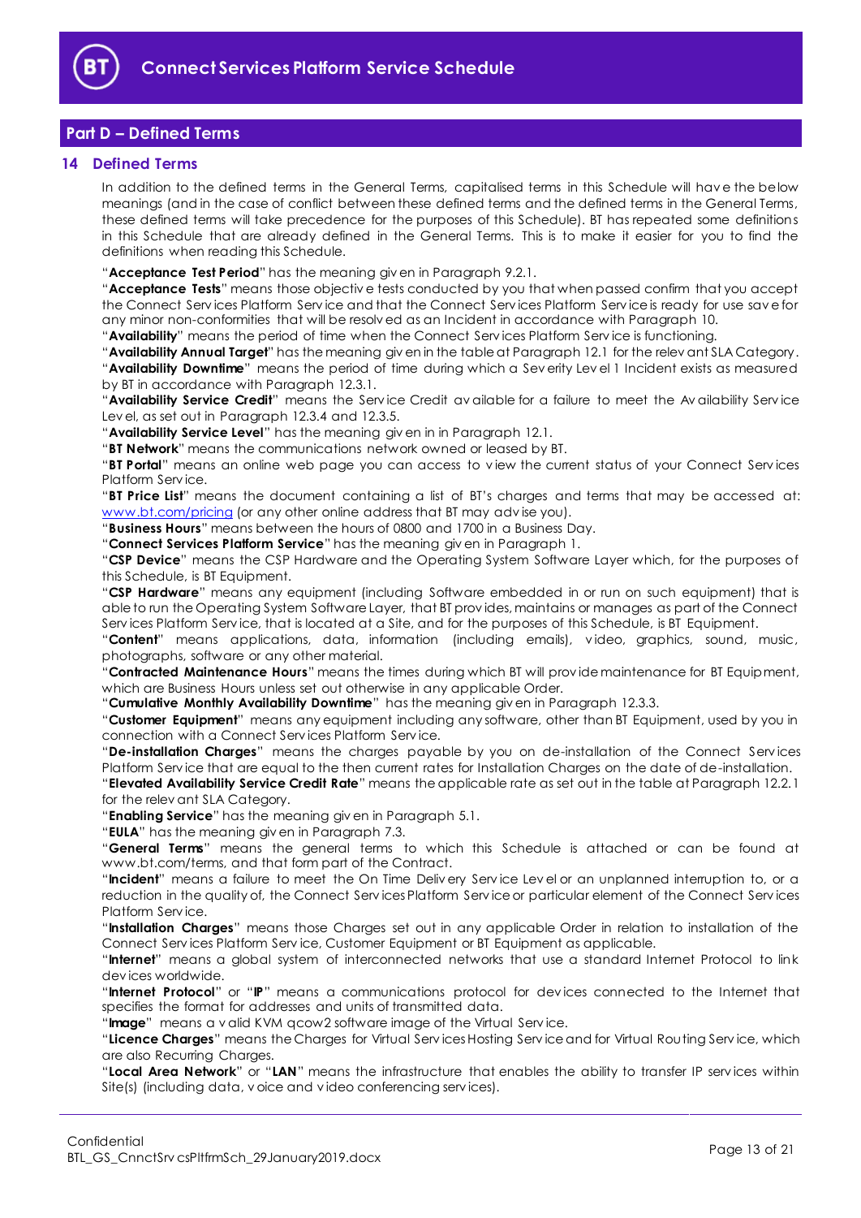## Part D – Defined Terms

### 14 Defined Terms

In addition to the defined terms in the General Terms, capitalised terms in this Schedule will have the below meanings (and in the case of conflict between these defined terms and the defined terms in the General Terms, these defined terms will take precedence for the purposes of this Schedule). BT has repeated some definitions in this Schedule that are already defined in the General Terms. This is to make it easier for you to find the definitions when reading this Schedule.

"**Acceptance Test Period**" has the meaning given in Paragraph 9.2.1.

"**Acceptance Tests**" means those objective tests conducted by you that when passed confirm that you accept the Connect Services Platform Service and that the Connect Services Platform Service is ready for use save for any minor non-conformities that will be resolved as an Incident in accordance with Paragraph 10.

"**Availability**" means the period of time when the Connect Services Platform Service is functioning.

"**Availability Annual Target**" has the meaning given in the table at Paragraph 12.1 for the relevant SLA Category.

"**Availability Downtime**" means the period of time during which a Severity Level 1 Incident exists as measured by BT in accordance with Paragraph 12.3.1.

"**Availability Service Credit**" means the Service Credit available for a failure to meet the Availability Service Level, as set out in Paragraph 12.3.4 and 12.3.5.

"**Availability Service Level**" has the meaning given in in Paragraph 12.1.

"**BT Network**" means the communications network owned or leased by BT.

"**BT Portal**" means an online web page you can access to view the current status of your Connect Services Platform Service.

"**BT Price List**" means the document containing a list of BT's charges and terms that may be accessed at: www.bt.com/pricing (or any other online address that BT may advise you).

"**Business Hours**" means between the hours of 0800 and 1700 in a Business Day.

"**Connect Services Platform Service**" has the meaning given in Paragraph 1.

"**CSP Device**" means the CSP Hardware and the Operating System Software Layer which, for the purposes of this Schedule, is BT Equipment.

"**CSP Hardware**" means any equipment (including Software embedded in or run on such equipment) that is able to run the Operating System Software Layer, that BT provides, maintains or manages as part of the Connect Services Platform Service, that is located at a Site, and for the purposes of this Schedule, is BT Equipment.

"**Content**" means applications, data, information (including emails), video, graphics, sound, music, photographs, software or any other material.

"**Contracted Maintenance Hours**" means the times during which BT will provide maintenance for BT Equipment, which are Business Hours unless set out otherwise in any applicable Order.

"**Cumulative Monthly Availability Downtime**" has the meaning given in Paragraph 12.3.3.

"**Customer Equipment**" means any equipment including any software, other than BT Equipment, used by you in connection with a Connect Services Platform Service.

"**De-installation Charges**" means the charges payable by you on de-installation of the Connect Services Platform Service that are equal to the then current rates for Installation Charges on the date of de-installation.

"**Elevated Availability Service Credit Rate**" means the applicable rate as set out in the table at Paragraph 12.2.1 for the relevant SLA Category.

"**Enabling Service**" has the meaning given in Paragraph 5.1.

"**EULA**" has the meaning given in Paragraph 7.3.

"**General Terms**" means the general terms to which this Schedule is attached or can be found at www.bt.com/terms, and that form part of the Contract.

"**Incident**" means a failure to meet the On Time Delivery Service Level or an unplanned interruption to, or a reduction in the quality of, the Connect Services Platform Service or particular element of the Connect Services Platform Service.

"**Installation Charges**" means those Charges set out in any applicable Order in relation to installation of the Connect Services Platform Service, Customer Equipment or BT Equipment as applicable.

"**Internet**" means a global system of interconnected networks that use a standard Internet Protocol to link devices worldwide.

"**Internet Protocol**" or "**IP**" means a communications protocol for devices connected to the Internet that specifies the format for addresses and units of transmitted data.

"**Image**" means a valid KVM qcow2 software image of the Virtual Service.

"**Licence Charges**" means the Charges for Virtual Services Hosting Service and for Virtual Routing Service, which are also Recurring Charges.

"**Local Area Network**" or "**LAN**" means the infrastructure that enables the ability to transfer IP services within Site(s) (including data, voice and video conferencing services).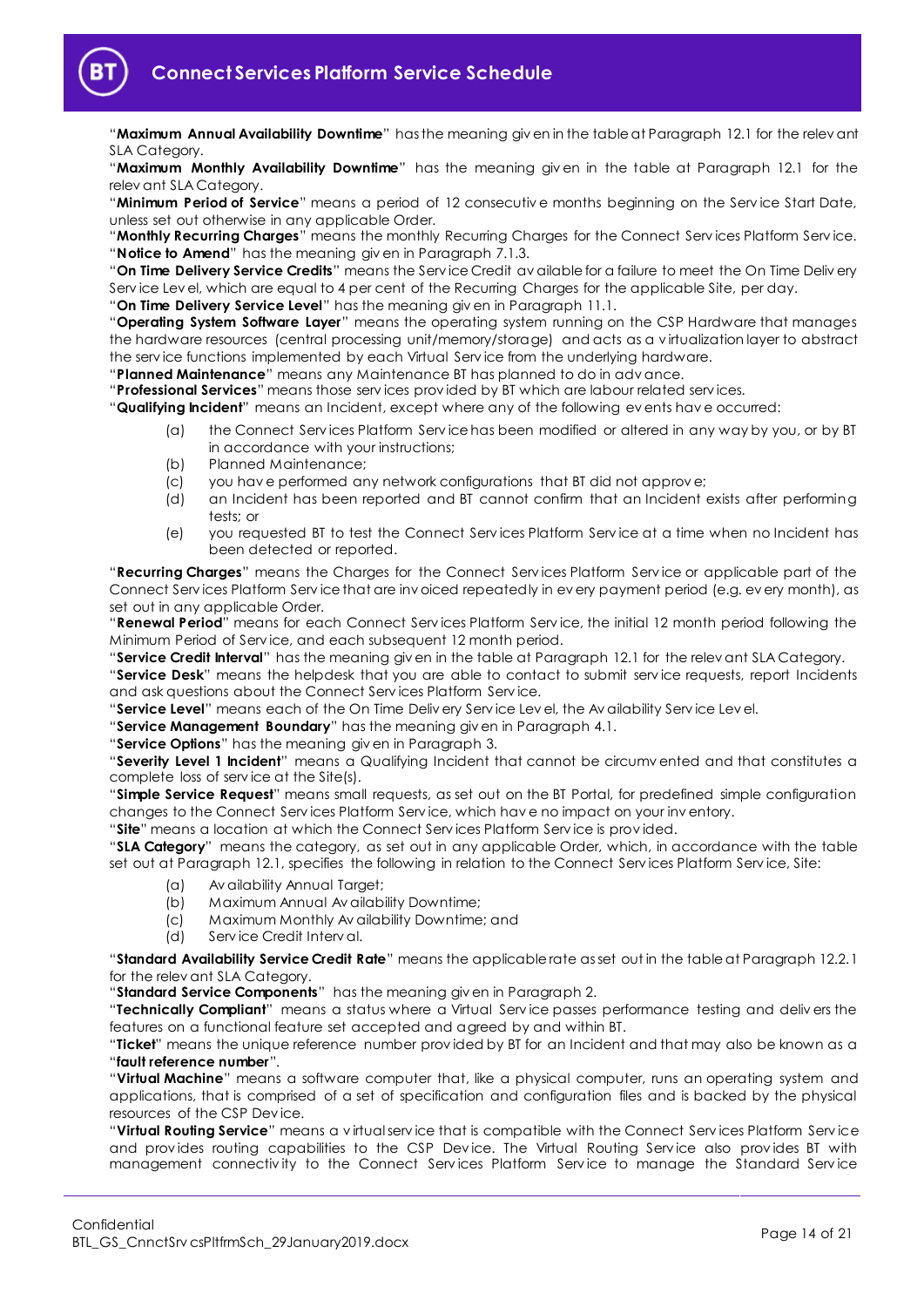"**Maximum Annual Availability Downtime**" has the meaning given in the table at Paragraph 12.1 for the relevant SLA Category.

"**Maximum Monthly Availability Downtime**" has the meaning given in the table at Paragraph 12.1 for the relevant SLA Category.

"**Minimum Period of Service**" means a period of 12 consecutive months beginning on the Service Start Date, unless set out otherwise in any applicable Order.

"**Monthly Recurring Charges**" means the monthly Recurring Charges for the Connect Services Platform Service.

"**Notice to Amend**" has the meaning given in Paragraph 7.1.3.

"**On Time Delivery Service Credits**" means the Service Credit available for a failure to meet the On Time Delivery Service Level, which are equal to 4 per cent of the Recurring Charges for the applicable Site, per day.

"**On Time Delivery Service Level**" has the meaning given in Paragraph 11.1.

"**Operating System Software Layer**" means the operating system running on the CSP Hardware that manages the hardware resources (central processing unit/memory/storage) and acts as a virtualization layer to abstract the service functions implemented by each Virtual Service from the underlying hardware.

"**Planned Maintenance**" means any Maintenance BT has planned to do in advance.

"**Professional Services**" means those services provided by BT which are labour related services.

"**Qualifying Incident**" means an Incident, except where any of the following events have occurred:

(a) the Connect Services Platform Service has been modified or altered in any way by you, or by BT in accordance with your instructions;

(b) Planned Maintenance;

(c) you have performed any network configurations that BT did not approve;

(d) an Incident has been reported and BT cannot confirm that an Incident exists after performing tests; or

(e) you requested BT to test the Connect Services Platform Service at a time when no Incident has been detected or reported.

"**Recurring Charges**" means the Charges for the Connect Services Platform Service or applicable part of the Connect Services Platform Service that are invoiced repeatedly in every payment period (e.g. every month), as set out in any applicable Order.

"**Renewal Period**" means for each Connect Services Platform Service, the initial 12 month period following the Minimum Period of Service, and each subsequent 12 month period.

"**Service Credit Interval**" has the meaning given in the table at Paragraph 12.1 for the relevant SLA Category.

"**Service Desk**" means the helpdesk that you are able to contact to submit service requests, report Incidents and ask questions about the Connect Services Platform Service.

"**Service Level**" means each of the On Time Delivery Service Level, the Availability Service Level.

"**Service Management Boundary**" has the meaning given in Paragraph 4.1.

"**Service Options**" has the meaning given in Paragraph 3.

"**Severity Level 1 Incident**" means a Qualifying Incident that cannot be circumvented and that constitutes a complete loss of service at the Site(s).

"**Simple Service Request**" means small requests, as set out on the BT Portal, for predefined simple configuration changes to the Connect Services Platform Service, which have no impact on your inventory.

"**Site**" means a location at which the Connect Services Platform Service is provided.

"**SLA Category**" means the category, as set out in any applicable Order, which, in accordance with the table set out at Paragraph 12.1, specifies the following in relation to the Connect Services Platform Service, Site:

(a) Availability Annual Target;

(b) Maximum Annual Availability Downtime;

(c) Maximum Monthly Availability Downtime; and

(d) Service Credit Interval.

"**Standard Availability Service Credit Rate**" means the applicable rate as set out in the table at Paragraph 12.2.1 for the relevant SLA Category.

"**Standard Service Components**" has the meaning given in Paragraph 2.

"**Technically Compliant**" means a status where a Virtual Service passes performance testing and delivers the features on a functional feature set accepted and agreed by and within BT.

"**Ticket**" means the unique reference number provided by BT for an Incident and that may also be known as a "**fault reference number**".

"**Virtual Machine**" means a software computer that, like a physical computer, runs an operating system and applications, that is comprised of a set of specification and configuration files and is backed by the physical resources of the CSP Device.

"**Virtual Routing Service**" means a virtual service that is compatible with the Connect Services Platform Service and provides routing capabilities to the CSP Device. The Virtual Routing Service also provides BT with management connectivity to the Connect Services Platform Service to manage the Standard Service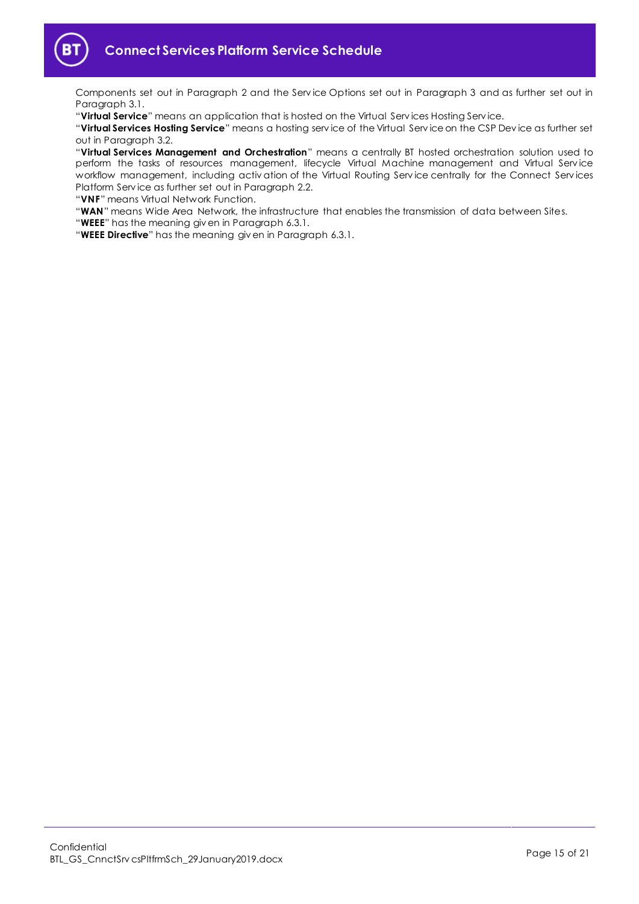Components set out in Paragraph 2 and the Service Options set out in Paragraph 3 and as further set out in Paragraph 3.1.

"**Virtual Service**" means an application that is hosted on the Virtual Services Hosting Service.

"**Virtual Services Hosting Service**" means a hosting service of the Virtual Service on the CSP Device as further set out in Paragraph 3.2.

"**Virtual Services Management and Orchestration**" means a centrally BT hosted orchestration solution used to perform the tasks of resources management, lifecycle Virtual Machine management and Virtual Service workflow management, including activation of the Virtual Routing Service centrally for the Connect Services Platform Service as further set out in Paragraph 2.2.

"**VNF**" means Virtual Network Function.

"**WAN**" means Wide Area Network, the infrastructure that enables the transmission of data between Sites.

"**WEEE**" has the meaning given in Paragraph 6.3.1.

"**WEEE Directive**" has the meaning given in Paragraph 6.3.1.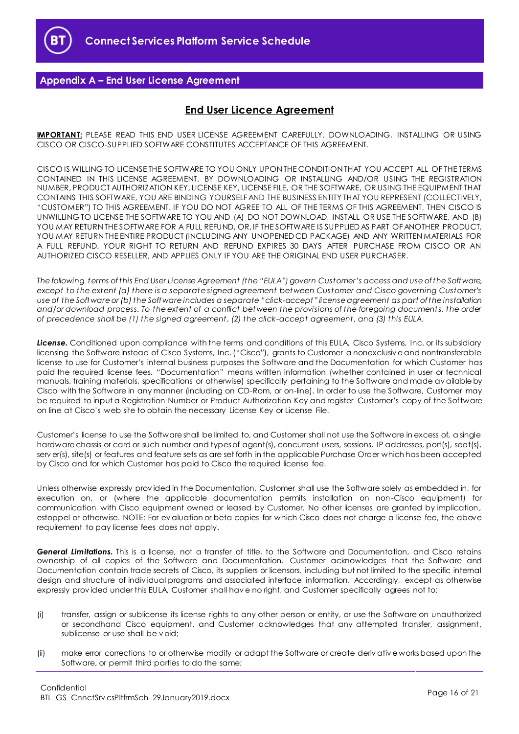## Appendix A – End User License Agreement

## End User Licence Agreement

**IMPORTANT:** PLEASE READ THIS END USER LICENSE AGREEMENT CAREFULLY. DOWNLOADING, INSTALLING OR USING CISCO OR CISCO-SUPPLIED SOFTWARE CONSTITUTES ACCEPTANCE OF THIS AGREEMENT.

CISCO IS WILLING TO LICENSE THE SOFTWARE TO YOU ONLY UPON THE CONDITION THAT YOU ACCEPT ALL OF THE TERMS CONTAINED IN THIS LICENSE AGREEMENT. BY DOWNLOADING OR INSTALLING AND/OR USING THE REGISTRATION NUMBER, PRODUCT AUTHORIZATION KEY, LICENSE KEY, LICENSE FILE, OR THE SOFTWARE, OR USING THE EQUIPMENT THAT CONTAINS THIS SOFTWARE, YOU ARE BINDING YOURSELF AND THE BUSINESS ENTITY THAT YOU REPRESENT (COLLECTIVELY, "CUSTOMER") TO THIS AGREEMENT. IF YOU DO NOT AGREE TO ALL OF THE TERMS OF THIS AGREEMENT, THEN CISCO IS UNWILLING TO LICENSE THE SOFTWARE TO YOU AND (A) DO NOT DOWNLOAD, INSTALL OR USE THE SOFTWARE, AND (B) YOU MAY RETURN THE SOFTWARE FOR A FULL REFUND, OR, IF THE SOFTWARE IS SUPPLIED AS PART OF ANOTHER PRODUCT, YOU MAY RETURN THE ENTIRE PRODUCT (INCLUDING ANY UNOPENED CD PACKAGE) AND ANY WRITTEN MATERIALS FOR A FULL REFUND. YOUR RIGHT TO RETURN AND REFUND EXPIRES 30 DAYS AFTER PURCHASE FROM CISCO OR AN AUTHORIZED CISCO RESELLER, AND APPLIES ONLY IF YOU ARE THE ORIGINAL END USER PURCHASER.

*The following terms of this End User License Agreement (the "EULA") govern Customer's access and use of the Software, except to the extent (a) there is a separate signed agreement between Customer and Cisco governing Customer's use of the Software or (b) the Software includes a separate "click-accept" license agreement as part of the installation and/or download process. To the extent of a conflict between the provisions of the foregoing documents, the order of precedence shall be (1) the signed agreement, (2) the click-accept agreement, and (3) this EULA.*

***License.*** Conditioned upon compliance with the terms and conditions of this EULA, Cisco Systems, Inc. or its subsidiary licensing the Software instead of Cisco Systems, Inc. ("Cisco"), grants to Customer a nonexclusive and nontransferable license to use for Customer's internal business purposes the Software and the Documentation for which Customer has paid the required license fees. "Documentation" means written information (whether contained in user or technical manuals, training materials, specifications or otherwise) specifically pertaining to the Software and made available by Cisco with the Software in any manner (including on CD-Rom, or on-line). In order to use the Software, Customer may be required to input a Registration Number or Product Authorization Key and register Customer's copy of the Software on line at Cisco's web site to obtain the necessary License Key or License File.

Customer's license to use the Software shall be limited to, and Customer shall not use the Software in excess of, a single hardware chassis or card or such number and types of agent(s), concurrent users, sessions, IP addresses, port(s), seat(s), server(s), site(s) or features and feature sets as are set forth in the applicable Purchase Order which has been accepted by Cisco and for which Customer has paid to Cisco the required license fee.

Unless otherwise expressly provided in the Documentation, Customer shall use the Software solely as embedded in, for execution on, or (where the applicable documentation permits installation on non-Cisco equipment) for communication with Cisco equipment owned or leased by Customer. No other licenses are granted by implication, estoppel or otherwise. NOTE: For evaluation or beta copies for which Cisco does not charge a license fee, the above requirement to pay license fees does not apply.

***General Limitations.*** This is a license, not a transfer of title, to the Software and Documentation, and Cisco retains ownership of all copies of the Software and Documentation. Customer acknowledges that the Software and Documentation contain trade secrets of Cisco, its suppliers or licensors, including but not limited to the specific internal design and structure of individual programs and associated interface information. Accordingly, except as otherwise expressly provided under this EULA, Customer shall have no right, and Customer specifically agrees not to:

(i) transfer, assign or sublicense its license rights to any other person or entity, or use the Software on unauthorized or secondhand Cisco equipment, and Customer acknowledges that any attempted transfer, assignment, sublicense or use shall be void;

(ii) make error corrections to or otherwise modify or adapt the Software or create derivative works based upon the Software, or permit third parties to do the same;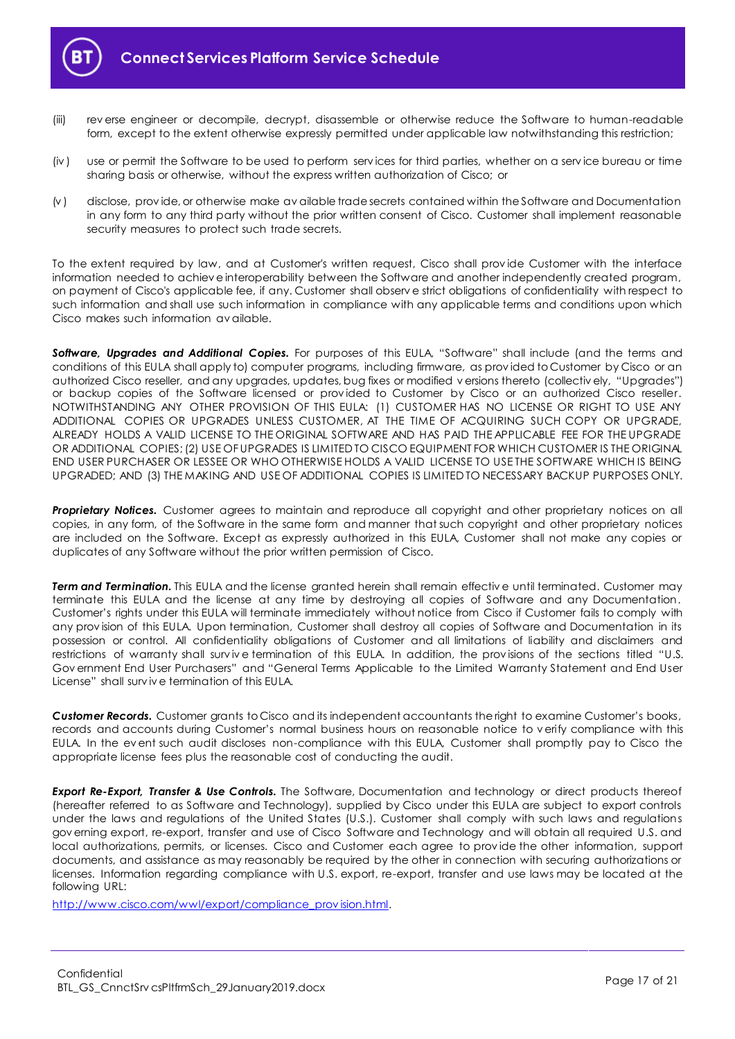(iii) reverse engineer or decompile, decrypt, disassemble or otherwise reduce the Software to human-readable form, except to the extent otherwise expressly permitted under applicable law notwithstanding this restriction;

(iv) use or permit the Software to be used to perform services for third parties, whether on a service bureau or time sharing basis or otherwise, without the express written authorization of Cisco; or

(v) disclose, provide, or otherwise make available trade secrets contained within the Software and Documentation in any form to any third party without the prior written consent of Cisco. Customer shall implement reasonable security measures to protect such trade secrets.

To the extent required by law, and at Customer's written request, Cisco shall provide Customer with the interface information needed to achieve interoperability between the Software and another independently created program, on payment of Cisco's applicable fee, if any. Customer shall observe strict obligations of confidentiality with respect to such information and shall use such information in compliance with any applicable terms and conditions upon which Cisco makes such information available.

***Software, Upgrades and Additional Copies.*** For purposes of this EULA, "Software" shall include (and the terms and conditions of this EULA shall apply to) computer programs, including firmware, as provided to Customer by Cisco or an authorized Cisco reseller, and any upgrades, updates, bug fixes or modified versions thereto (collectively, "Upgrades") or backup copies of the Software licensed or provided to Customer by Cisco or an authorized Cisco reseller. NOTWITHSTANDING ANY OTHER PROVISION OF THIS EULA: (1) CUSTOMER HAS NO LICENSE OR RIGHT TO USE ANY ADDITIONAL COPIES OR UPGRADES UNLESS CUSTOMER, AT THE TIME OF ACQUIRING SUCH COPY OR UPGRADE, ALREADY HOLDS A VALID LICENSE TO THE ORIGINAL SOFTWARE AND HAS PAID THE APPLICABLE FEE FOR THE UPGRADE OR ADDITIONAL COPIES; (2) USE OF UPGRADES IS LIMITED TO CISCO EQUIPMENT FOR WHICH CUSTOMER IS THE ORIGINAL END USER PURCHASER OR LESSEE OR WHO OTHERWISE HOLDS A VALID LICENSE TO USE THE SOFTWARE WHICH IS BEING UPGRADED; AND (3) THE MAKING AND USE OF ADDITIONAL COPIES IS LIMITED TO NECESSARY BACKUP PURPOSES ONLY.

***Proprietary Notices.*** Customer agrees to maintain and reproduce all copyright and other proprietary notices on all copies, in any form, of the Software in the same form and manner that such copyright and other proprietary notices are included on the Software. Except as expressly authorized in this EULA, Customer shall not make any copies or duplicates of any Software without the prior written permission of Cisco.

***Term and Termination.*** This EULA and the license granted herein shall remain effective until terminated. Customer may terminate this EULA and the license at any time by destroying all copies of Software and any Documentation. Customer's rights under this EULA will terminate immediately without notice from Cisco if Customer fails to comply with any provision of this EULA. Upon termination, Customer shall destroy all copies of Software and Documentation in its possession or control. All confidentiality obligations of Customer and all limitations of liability and disclaimers and restrictions of warranty shall survive termination of this EULA. In addition, the provisions of the sections titled "U.S. Government End User Purchasers" and "General Terms Applicable to the Limited Warranty Statement and End User License" shall survive termination of this EULA.

***Customer Records.*** Customer grants to Cisco and its independent accountants the right to examine Customer's books, records and accounts during Customer's normal business hours on reasonable notice to verify compliance with this EULA. In the event such audit discloses non-compliance with this EULA, Customer shall promptly pay to Cisco the appropriate license fees plus the reasonable cost of conducting the audit.

***Export Re-Export, Transfer & Use Controls.*** The Software, Documentation and technology or direct products thereof (hereafter referred to as Software and Technology), supplied by Cisco under this EULA are subject to export controls under the laws and regulations of the United States (U.S.). Customer shall comply with such laws and regulations governing export, re-export, transfer and use of Cisco Software and Technology and will obtain all required U.S. and local authorizations, permits, or licenses. Cisco and Customer each agree to provide the other information, support documents, and assistance as may reasonably be required by the other in connection with securing authorizations or licenses. Information regarding compliance with U.S. export, re-export, transfer and use laws may be located at the following URL:

http://www.cisco.com/wwl/export/compliance_provision.html.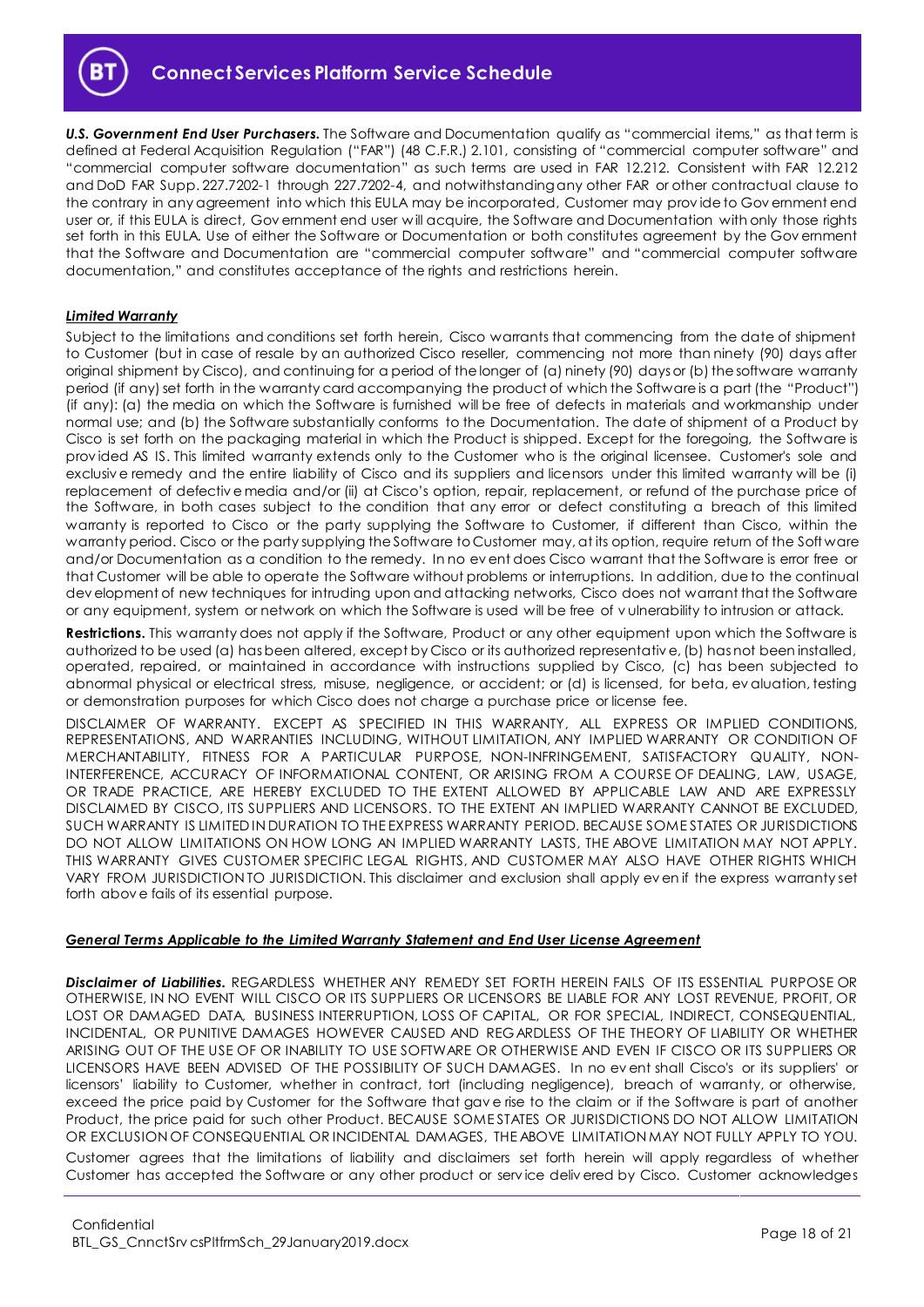***U.S. Government End User Purchasers.*** The Software and Documentation qualify as "commercial items," as that term is defined at Federal Acquisition Regulation ("FAR") (48 C.F.R.) 2.101, consisting of "commercial computer software" and "commercial computer software documentation" as such terms are used in FAR 12.212. Consistent with FAR 12.212 and DoD FAR Supp. 227.7202-1 through 227.7202-4, and notwithstanding any other FAR or other contractual clause to the contrary in any agreement into which this EULA may be incorporated, Customer may provide to Government end user or, if this EULA is direct, Government end user will acquire, the Software and Documentation with only those rights set forth in this EULA. Use of either the Software or Documentation or both constitutes agreement by the Government that the Software and Documentation are "commercial computer software" and "commercial computer software documentation," and constitutes acceptance of the rights and restrictions herein.

***Limited Warranty***

Subject to the limitations and conditions set forth herein, Cisco warrants that commencing from the date of shipment to Customer (but in case of resale by an authorized Cisco reseller, commencing not more than ninety (90) days after original shipment by Cisco), and continuing for a period of the longer of (a) ninety (90) days or (b) the software warranty period (if any) set forth in the warranty card accompanying the product of which the Software is a part (the "Product") (if any): (a) the media on which the Software is furnished will be free of defects in materials and workmanship under normal use; and (b) the Software substantially conforms to the Documentation. The date of shipment of a Product by Cisco is set forth on the packaging material in which the Product is shipped. Except for the foregoing, the Software is provided AS IS. This limited warranty extends only to the Customer who is the original licensee. Customer's sole and exclusive remedy and the entire liability of Cisco and its suppliers and licensors under this limited warranty will be (i) replacement of defective media and/or (ii) at Cisco's option, repair, replacement, or refund of the purchase price of the Software, in both cases subject to the condition that any error or defect constituting a breach of this limited warranty is reported to Cisco or the party supplying the Software to Customer, if different than Cisco, within the warranty period. Cisco or the party supplying the Software to Customer may, at its option, require return of the Software and/or Documentation as a condition to the remedy. In no event does Cisco warrant that the Software is error free or that Customer will be able to operate the Software without problems or interruptions. In addition, due to the continual development of new techniques for intruding upon and attacking networks, Cisco does not warrant that the Software or any equipment, system or network on which the Software is used will be free of vulnerability to intrusion or attack.

**Restrictions.** This warranty does not apply if the Software, Product or any other equipment upon which the Software is authorized to be used (a) has been altered, except by Cisco or its authorized representative, (b) has not been installed, operated, repaired, or maintained in accordance with instructions supplied by Cisco, (c) has been subjected to abnormal physical or electrical stress, misuse, negligence, or accident; or (d) is licensed, for beta, evaluation, testing or demonstration purposes for which Cisco does not charge a purchase price or license fee.

DISCLAIMER OF WARRANTY. EXCEPT AS SPECIFIED IN THIS WARRANTY, ALL EXPRESS OR IMPLIED CONDITIONS, REPRESENTATIONS, AND WARRANTIES INCLUDING, WITHOUT LIMITATION, ANY IMPLIED WARRANTY OR CONDITION OF MERCHANTABILITY, FITNESS FOR A PARTICULAR PURPOSE, NON-INFRINGEMENT, SATISFACTORY QUALITY, NON-INTERFERENCE, ACCURACY OF INFORMATIONAL CONTENT, OR ARISING FROM A COURSE OF DEALING, LAW, USAGE, OR TRADE PRACTICE, ARE HEREBY EXCLUDED TO THE EXTENT ALLOWED BY APPLICABLE LAW AND ARE EXPRESSLY DISCLAIMED BY CISCO, ITS SUPPLIERS AND LICENSORS. TO THE EXTENT AN IMPLIED WARRANTY CANNOT BE EXCLUDED, SUCH WARRANTY IS LIMITED IN DURATION TO THE EXPRESS WARRANTY PERIOD. BECAUSE SOME STATES OR JURISDICTIONS DO NOT ALLOW LIMITATIONS ON HOW LONG AN IMPLIED WARRANTY LASTS, THE ABOVE LIMITATION MAY NOT APPLY. THIS WARRANTY GIVES CUSTOMER SPECIFIC LEGAL RIGHTS, AND CUSTOMER MAY ALSO HAVE OTHER RIGHTS WHICH VARY FROM JURISDICTION TO JURISDICTION. This disclaimer and exclusion shall apply even if the express warranty set forth above fails of its essential purpose.

***General Terms Applicable to the Limited Warranty Statement and End User License Agreement***

***Disclaimer of Liabilities.*** REGARDLESS WHETHER ANY REMEDY SET FORTH HEREIN FAILS OF ITS ESSENTIAL PURPOSE OR OTHERWISE, IN NO EVENT WILL CISCO OR ITS SUPPLIERS OR LICENSORS BE LIABLE FOR ANY LOST REVENUE, PROFIT, OR LOST OR DAMAGED DATA, BUSINESS INTERRUPTION, LOSS OF CAPITAL, OR FOR SPECIAL, INDIRECT, CONSEQUENTIAL, INCIDENTAL, OR PUNITIVE DAMAGES HOWEVER CAUSED AND REGARDLESS OF THE THEORY OF LIABILITY OR WHETHER ARISING OUT OF THE USE OF OR INABILITY TO USE SOFTWARE OR OTHERWISE AND EVEN IF CISCO OR ITS SUPPLIERS OR LICENSORS HAVE BEEN ADVISED OF THE POSSIBILITY OF SUCH DAMAGES. In no event shall Cisco's or its suppliers' or licensors' liability to Customer, whether in contract, tort (including negligence), breach of warranty, or otherwise, exceed the price paid by Customer for the Software that gave rise to the claim or if the Software is part of another Product, the price paid for such other Product. BECAUSE SOME STATES OR JURISDICTIONS DO NOT ALLOW LIMITATION OR EXCLUSION OF CONSEQUENTIAL OR INCIDENTAL DAMAGES, THE ABOVE LIMITATION MAY NOT FULLY APPLY TO YOU.

Customer agrees that the limitations of liability and disclaimers set forth herein will apply regardless of whether Customer has accepted the Software or any other product or service delivered by Cisco. Customer acknowledges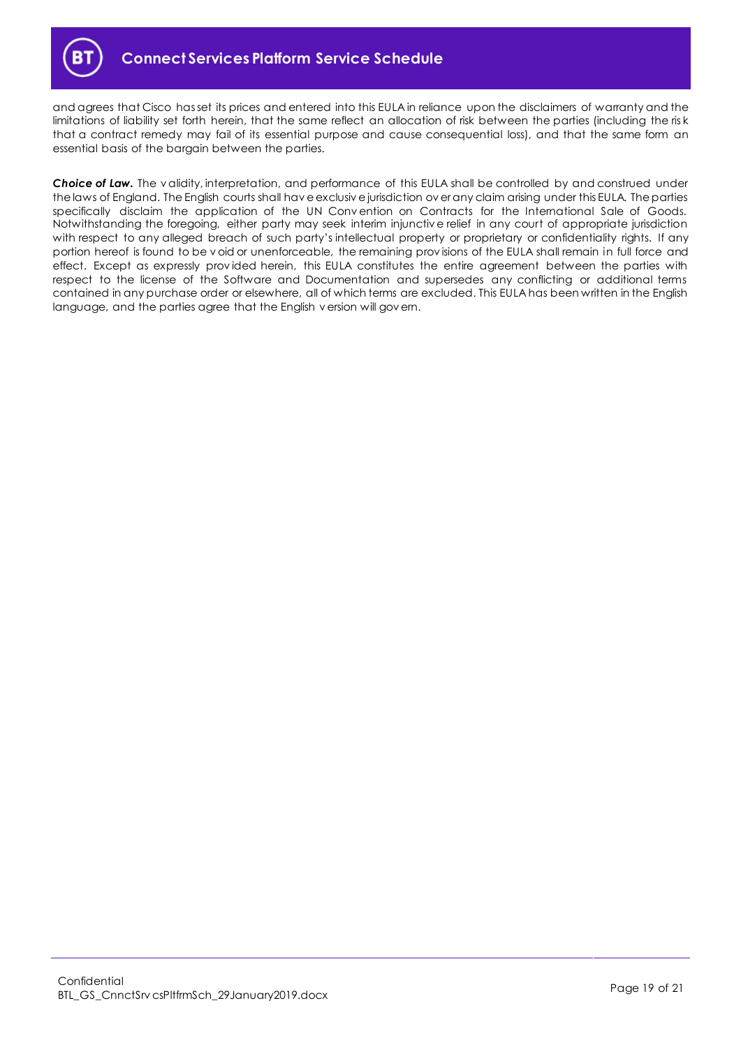and agrees that Cisco has set its prices and entered into this EULA in reliance upon the disclaimers of warranty and the limitations of liability set forth herein, that the same reflect an allocation of risk between the parties (including the risk that a contract remedy may fail of its essential purpose and cause consequential loss), and that the same form an essential basis of the bargain between the parties.

***Choice of Law.*** The validity, interpretation, and performance of this EULA shall be controlled by and construed under the laws of England. The English courts shall have exclusive jurisdiction over any claim arising under this EULA. The parties specifically disclaim the application of the UN Convention on Contracts for the International Sale of Goods. Notwithstanding the foregoing, either party may seek interim injunctive relief in any court of appropriate jurisdiction with respect to any alleged breach of such party's intellectual property or proprietary or confidentiality rights. If any portion hereof is found to be void or unenforceable, the remaining provisions of the EULA shall remain in full force and effect. Except as expressly provided herein, this EULA constitutes the entire agreement between the parties with respect to the license of the Software and Documentation and supersedes any conflicting or additional terms contained in any purchase order or elsewhere, all of which terms are excluded. This EULA has been written in the English language, and the parties agree that the English version will govern.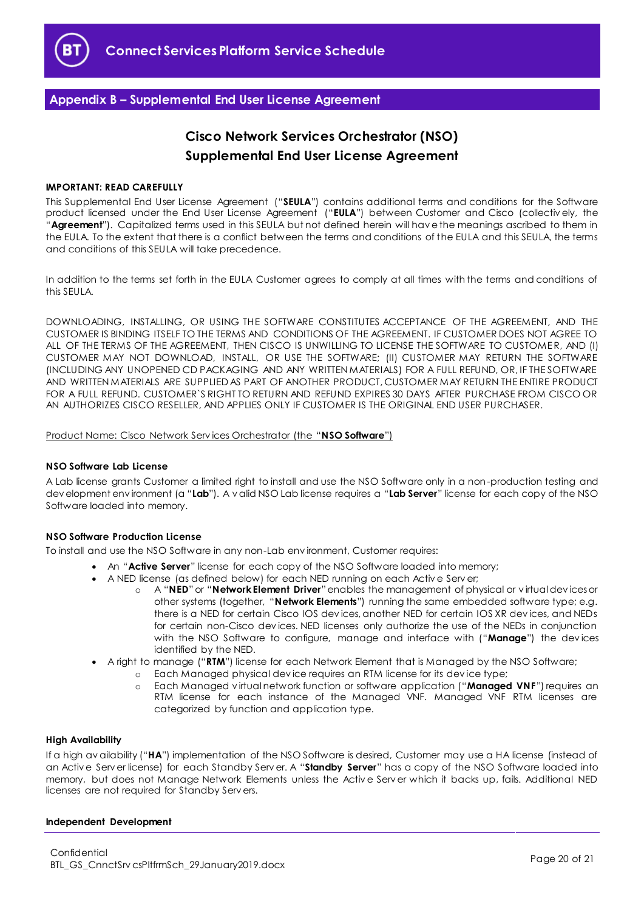## Appendix B – Supplemental End User License Agreement

# Cisco Network Services Orchestrator (NSO) Supplemental End User License Agreement

**IMPORTANT: READ CAREFULLY**

This Supplemental End User License Agreement ("**SEULA**") contains additional terms and conditions for the Software product licensed under the End User License Agreement ("**EULA**") between Customer and Cisco (collectively, the "**Agreement**"). Capitalized terms used in this SEULA but not defined herein will have the meanings ascribed to them in the EULA. To the extent that there is a conflict between the terms and conditions of the EULA and this SEULA, the terms and conditions of this SEULA will take precedence.

In addition to the terms set forth in the EULA Customer agrees to comply at all times with the terms and conditions of this SEULA.

DOWNLOADING, INSTALLING, OR USING THE SOFTWARE CONSTITUTES ACCEPTANCE OF THE AGREEMENT, AND THE CUSTOMER IS BINDING ITSELF TO THE TERMS AND CONDITIONS OF THE AGREEMENT. IF CUSTOMER DOES NOT AGREE TO ALL OF THE TERMS OF THE AGREEMENT, THEN CISCO IS UNWILLING TO LICENSE THE SOFTWARE TO CUSTOMER, AND (I) CUSTOMER MAY NOT DOWNLOAD, INSTALL, OR USE THE SOFTWARE; (II) CUSTOMER MAY RETURN THE SOFTWARE (INCLUDING ANY UNOPENED CD PACKAGING AND ANY WRITTEN MATERIALS) FOR A FULL REFUND, OR, IF THE SOFTWARE AND WRITTEN MATERIALS ARE SUPPLIED AS PART OF ANOTHER PRODUCT, CUSTOMER MAY RETURN THE ENTIRE PRODUCT FOR A FULL REFUND. CUSTOMER`S RIGHT TO RETURN AND REFUND EXPIRES 30 DAYS AFTER PURCHASE FROM CISCO OR AN AUTHORIZES CISCO RESELLER, AND APPLIES ONLY IF CUSTOMER IS THE ORIGINAL END USER PURCHASER.

Product Name: Cisco Network Services Orchestrator (the "**NSO Software**")

**NSO Software Lab License**

A Lab license grants Customer a limited right to install and use the NSO Software only in a non-production testing and development environment (a "**Lab**"). A valid NSO Lab license requires a "**Lab Server**" license for each copy of the NSO Software loaded into memory.

**NSO Software Production License**

To install and use the NSO Software in any non-Lab environment, Customer requires:

- An "**Active Server**" license for each copy of the NSO Software loaded into memory;
- A NED license (as defined below) for each NED running on each Active Server;
  - A "**NED**" or "**Network Element Driver**" enables the management of physical or virtual devices or other systems (together, "**Network Elements**") running the same embedded software type; e.g. there is a NED for certain Cisco IOS devices, another NED for certain IOS XR devices, and NEDs for certain non-Cisco devices. NED licenses only authorize the use of the NEDs in conjunction with the NSO Software to configure, manage and interface with ("**Manage**") the devices identified by the NED.
- A right to manage ("**RTM**") license for each Network Element that is Managed by the NSO Software;
  - Each Managed physical device requires an RTM license for its device type;
  - Each Managed virtual network function or software application ("**Managed VNF**") requires an RTM license for each instance of the Managed VNF. Managed VNF RTM licenses are categorized by function and application type.

**High Availability**

If a high availability ("**HA**") implementation of the NSO Software is desired, Customer may use a HA license (instead of an Active Server license) for each Standby Server. A "**Standby Server**" has a copy of the NSO Software loaded into memory, but does not Manage Network Elements unless the Active Server which it backs up, fails. Additional NED licenses are not required for Standby Servers.

**Independent Development**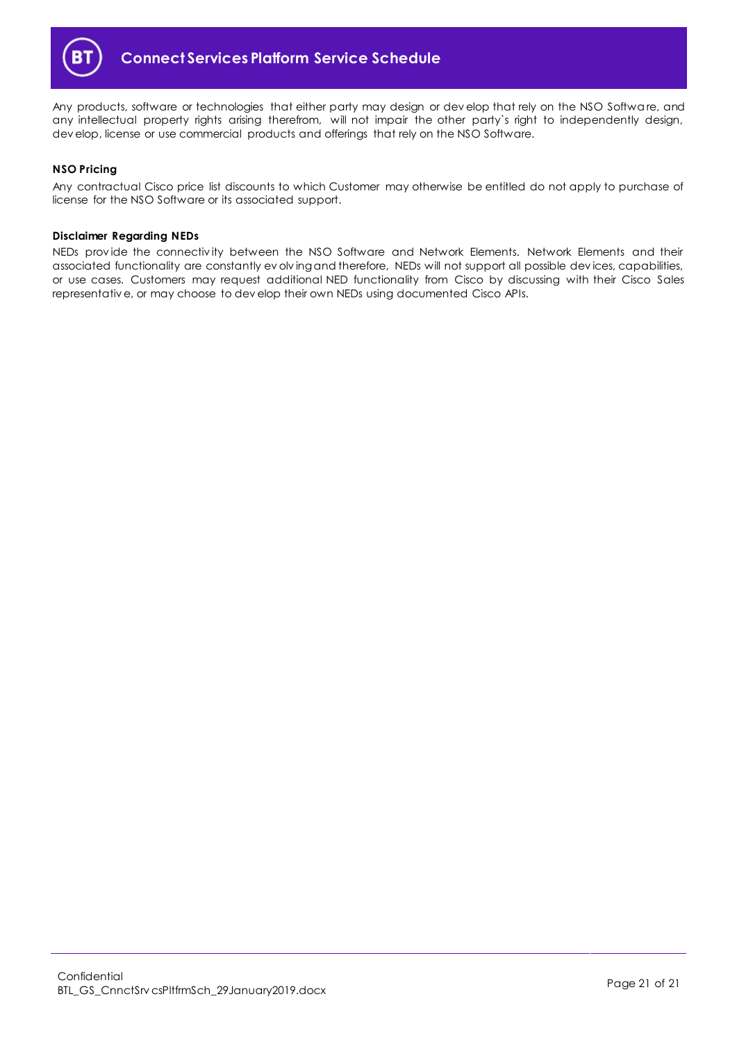Any products, software or technologies that either party may design or develop that rely on the NSO Software, and any intellectual property rights arising therefrom, will not impair the other party`s right to independently design, develop, license or use commercial products and offerings that rely on the NSO Software.

**NSO Pricing**

Any contractual Cisco price list discounts to which Customer may otherwise be entitled do not apply to purchase of license for the NSO Software or its associated support.

**Disclaimer Regarding NEDs**

NEDs provide the connectivity between the NSO Software and Network Elements. Network Elements and their associated functionality are constantly evolving and therefore, NEDs will not support all possible devices, capabilities, or use cases. Customers may request additional NED functionality from Cisco by discussing with their Cisco Sales representative, or may choose to develop their own NEDs using documented Cisco APIs.